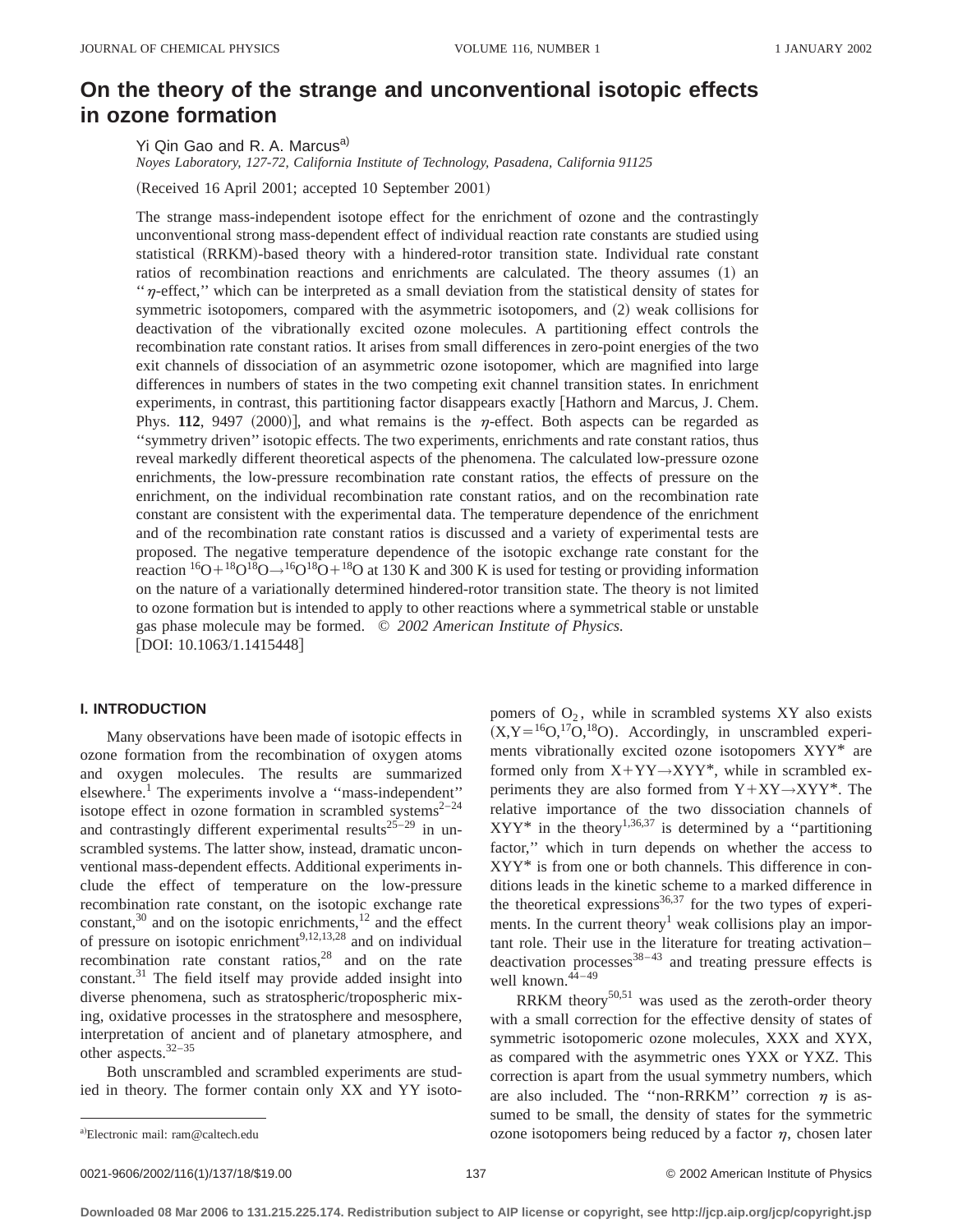# On the theory of the strange and unconventional isotopic effects in ozone formation

Yi Qin Gao and R. A. Marcus[a]

*Noyes Laboratory, 127-72, California Institute of Technology, Pasadena, California 91125*

(Received 16 April 2001; accepted 10 September 2001)

The strange mass-independent isotope effect for the enrichment of ozone and the contrastingly unconventional strong mass-dependent effect of individual reaction rate constants are studied using statistical (RRKM)-based theory with a hindered-rotor transition state. Individual rate constant ratios of recombination reactions and enrichments are calculated. The theory assumes (1) an "$\eta$-effect," which can be interpreted as a small deviation from the statistical density of states for symmetric isotopomers, compared with the asymmetric isotopomers, and (2) weak collisions for deactivation of the vibrationally excited ozone molecules. A partitioning effect controls the recombination rate constant ratios. It arises from small differences in zero-point energies of the two exit channels of dissociation of an asymmetric ozone isotopomer, which are magnified into large differences in numbers of states in the two competing exit channel transition states. In enrichment experiments, in contrast, this partitioning factor disappears exactly [Hathorn and Marcus, J. Chem. Phys. **112**, 9497 (2000)], and what remains is the $\eta$-effect. Both aspects can be regarded as "symmetry driven" isotopic effects. The two experiments, enrichments and rate constant ratios, thus reveal markedly different theoretical aspects of the phenomena. The calculated low-pressure ozone enrichments, the low-pressure recombination rate constant ratios, the effects of pressure on the enrichment, on the individual recombination rate constant ratios, and on the recombination rate constant are consistent with the experimental data. The temperature dependence of the enrichment and of the recombination rate constant ratios is discussed and a variety of experimental tests are proposed. The negative temperature dependence of the isotopic exchange rate constant for the reaction $^{16}O + {}^{18}O^{18}O \rightarrow {}^{16}O^{18}O + {}^{18}O$ at 130 K and 300 K is used for testing or providing information on the nature of a variationally determined hindered-rotor transition state. The theory is not limited to ozone formation but is intended to apply to other reactions where a symmetrical stable or unstable gas phase molecule may be formed. © *2002 American Institute of Physics.* [DOI: 10.1063/1.1415448]

## I. INTRODUCTION

Many observations have been made of isotopic effects in ozone formation from the recombination of oxygen atoms and oxygen molecules. The results are summarized elsewhere.[1] The experiments involve a "mass-independent" isotope effect in ozone formation in scrambled systems[2–24] and contrastingly different experimental results[25–29] in unscrambled systems. The latter show, instead, dramatic unconventional mass-dependent effects. Additional experiments include the effect of temperature on the low-pressure recombination rate constant, on the isotopic exchange rate constant,[30] and on the isotopic enrichments,[12] and the effect of pressure on isotopic enrichment[9,12,13,28] and on individual recombination rate constant ratios,[28] and on the rate constant.[31] The field itself may provide added insight into diverse phenomena, such as stratospheric/tropospheric mixing, oxidative processes in the stratosphere and mesosphere, interpretation of ancient and of planetary atmosphere, and other aspects.[32–35]

Both unscrambled and scrambled experiments are studied in theory. The former contain only XX and YY isotopomers of $O_2$, while in scrambled systems XY also exists ($X,Y = {}^{16}O, {}^{17}O, {}^{18}O$). Accordingly, in unscrambled experiments vibrationally excited ozone isotopomers XYY* are formed only from X+YY→XYY*, while in scrambled experiments they are also formed from Y+XY→XYY*. The relative importance of the two dissociation channels of XYY* in the theory[1,36,37] is determined by a "partitioning factor," which in turn depends on whether the access to XYY* is from one or both channels. This difference in conditions leads in the kinetic scheme to a marked difference in the theoretical expressions[36,37] for the two types of experiments. In the current theory[1] weak collisions play an important role. Their use in the literature for treating activation–deactivation processes[38–43] and treating pressure effects is well known.[44–49]

RRKM theory[50,51] was used as the zeroth-order theory with a small correction for the effective density of states of symmetric isotopomeric ozone molecules, XXX and XYX, as compared with the asymmetric ones YXX or YXZ. This correction is apart from the usual symmetry numbers, which are also included. The "non-RRKM" correction $\eta$ is assumed to be small, the density of states for the symmetric ozone isotopomers being reduced by a factor $\eta$, chosen later

[a]Electronic mail: ram@caltech.edu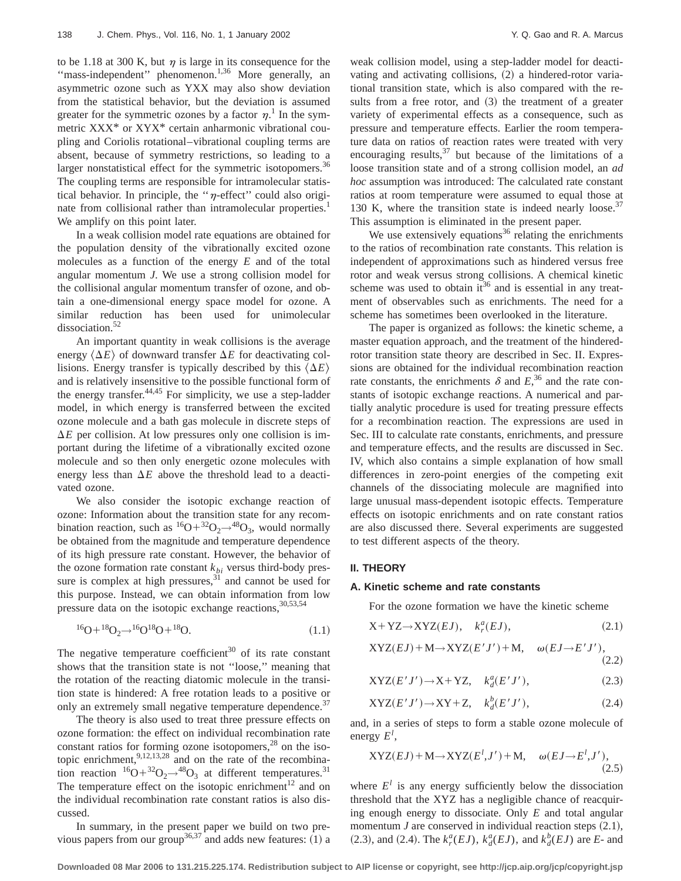to be 1.18 at 300 K, but $\eta$ is large in its consequence for the "mass-independent" phenomenon.[1,36] More generally, an asymmetric ozone such as YXX may also show deviation from the statistical behavior, but the deviation is assumed greater for the symmetric ozones by a factor $\eta$.[1] In the symmetric XXX* or XYX* certain anharmonic vibrational coupling and Coriolis rotational–vibrational coupling terms are absent, because of symmetry restrictions, so leading to a larger nonstatistical effect for the symmetric isotopomers.[36] The coupling terms are responsible for intramolecular statistical behavior. In principle, the "$\eta$-effect" could also originate from collisional rather than intramolecular properties.[1] We amplify on this point later.

In a weak collision model rate equations are obtained for the population density of the vibrationally excited ozone molecules as a function of the energy $E$ and of the total angular momentum $J$. We use a strong collision model for the collisional angular momentum transfer of ozone, and obtain a one-dimensional energy space model for ozone. A similar reduction has been used for unimolecular dissociation.[52]

An important quantity in weak collisions is the average energy $\langle \Delta E \rangle$ of downward transfer $\Delta E$ for deactivating collisions. Energy transfer is typically described by this $\langle \Delta E \rangle$ and is relatively insensitive to the possible functional form of the energy transfer.[44,45] For simplicity, we use a step-ladder model, in which energy is transferred between the excited ozone molecule and a bath gas molecule in discrete steps of $\Delta E$ per collision. At low pressures only one collision is important during the lifetime of a vibrationally excited ozone molecule and so then only energetic ozone molecules with energy less than $\Delta E$ above the threshold lead to a deactivated ozone.

We also consider the isotopic exchange reaction of ozone: Information about the transition state for any recombination reaction, such as $^{16}O + ^{32}O_2 \rightarrow ^{48}O_3$, would normally be obtained from the magnitude and temperature dependence of its high pressure rate constant. However, the behavior of the ozone formation rate constant $k_{bi}$ versus third-body pressure is complex at high pressures,[31] and cannot be used for this purpose. Instead, we can obtain information from low pressure data on the isotopic exchange reactions,[30,53,54]

$$^{16}O + ^{18}O_2 \rightarrow ^{16}O^{18}O + ^{18}O. \tag{1.1}$$

The negative temperature coefficient[30] of its rate constant shows that the transition state is not "loose," meaning that the rotation of the reacting diatomic molecule in the transition state is hindered: A free rotation leads to a positive or only an extremely small negative temperature dependence.[37]

The theory is also used to treat three pressure effects on ozone formation: the effect on individual recombination rate constant ratios for forming ozone isotopomers,[28] on the isotopic enrichment,[9,12,13,28] and on the rate of the recombination reaction $^{16}O + ^{32}O_2 \rightarrow ^{48}O_3$ at different temperatures.[31] The temperature effect on the isotopic enrichment[12] and on the individual recombination rate constant ratios is also discussed.

In summary, in the present paper we build on two previous papers from our group[36,37] and adds new features: (1) a weak collision model, using a step-ladder model for deactivating and activating collisions, (2) a hindered-rotor variational transition state, which is also compared with the results from a free rotor, and (3) the treatment of a greater variety of experimental effects as a consequence, such as pressure and temperature effects. Earlier the room temperature data on ratios of reaction rates were treated with very encouraging results,[37] but because of the limitations of a loose transition state and of a strong collision model, an *ad hoc* assumption was introduced: The calculated rate constant ratios at room temperature were assumed to equal those at 130 K, where the transition state is indeed nearly loose.[37] This assumption is eliminated in the present paper.

We use extensively equations[36] relating the enrichments to the ratios of recombination rate constants. This relation is independent of approximations such as hindered versus free rotor and weak versus strong collisions. A chemical kinetic scheme was used to obtain it[36] and is essential in any treatment of observables such as enrichments. The need for a scheme has sometimes been overlooked in the literature.

The paper is organized as follows: the kinetic scheme, a master equation approach, and the treatment of the hindered-rotor transition state theory are described in Sec. II. Expressions are obtained for the individual recombination reaction rate constants, the enrichments $\delta$ and $E$,[36] and the rate constants of isotopic exchange reactions. A numerical and partially analytic procedure is used for treating pressure effects for a recombination reaction. The expressions are used in Sec. III to calculate rate constants, enrichments, and pressure and temperature effects, and the results are discussed in Sec. IV, which also contains a simple explanation of how small differences in zero-point energies of the competing exit channels of the dissociating molecule are magnified into large unusual mass-dependent isotopic effects. Temperature effects on isotopic enrichments and on rate constant ratios are also discussed there. Several experiments are suggested to test different aspects of the theory.

## II. THEORY

### A. Kinetic scheme and rate constants

For the ozone formation we have the kinetic scheme

$$X + YZ \rightarrow XYZ(EJ), \quad k_r^a(EJ), \tag{2.1}$$

$$XYZ(EJ) + M \rightarrow XYZ(E'J') + M, \quad \omega(EJ \rightarrow E'J'), \tag{2.2}$$

$$XYZ(E'J') \rightarrow X + YZ, \quad k_d^a(E'J'), \tag{2.3}$$

$$XYZ(E'J') \rightarrow XY + Z, \quad k_d^b(E'J'), \tag{2.4}$$

and, in a series of steps to form a stable ozone molecule of energy $E^l$,

$$XYZ(EJ) + M \rightarrow XYZ(E^l, J') + M, \quad \omega(EJ \rightarrow E^l, J'), \tag{2.5}$$

where $E^l$ is any energy sufficiently below the dissociation threshold that the XYZ has a negligible chance of reacquiring enough energy to dissociate. Only $E$ and total angular momentum $J$ are conserved in individual reaction steps (2.1), (2.3), and (2.4). The $k_r^a(EJ)$, $k_d^a(EJ)$, and $k_d^b(EJ)$ are $E$- and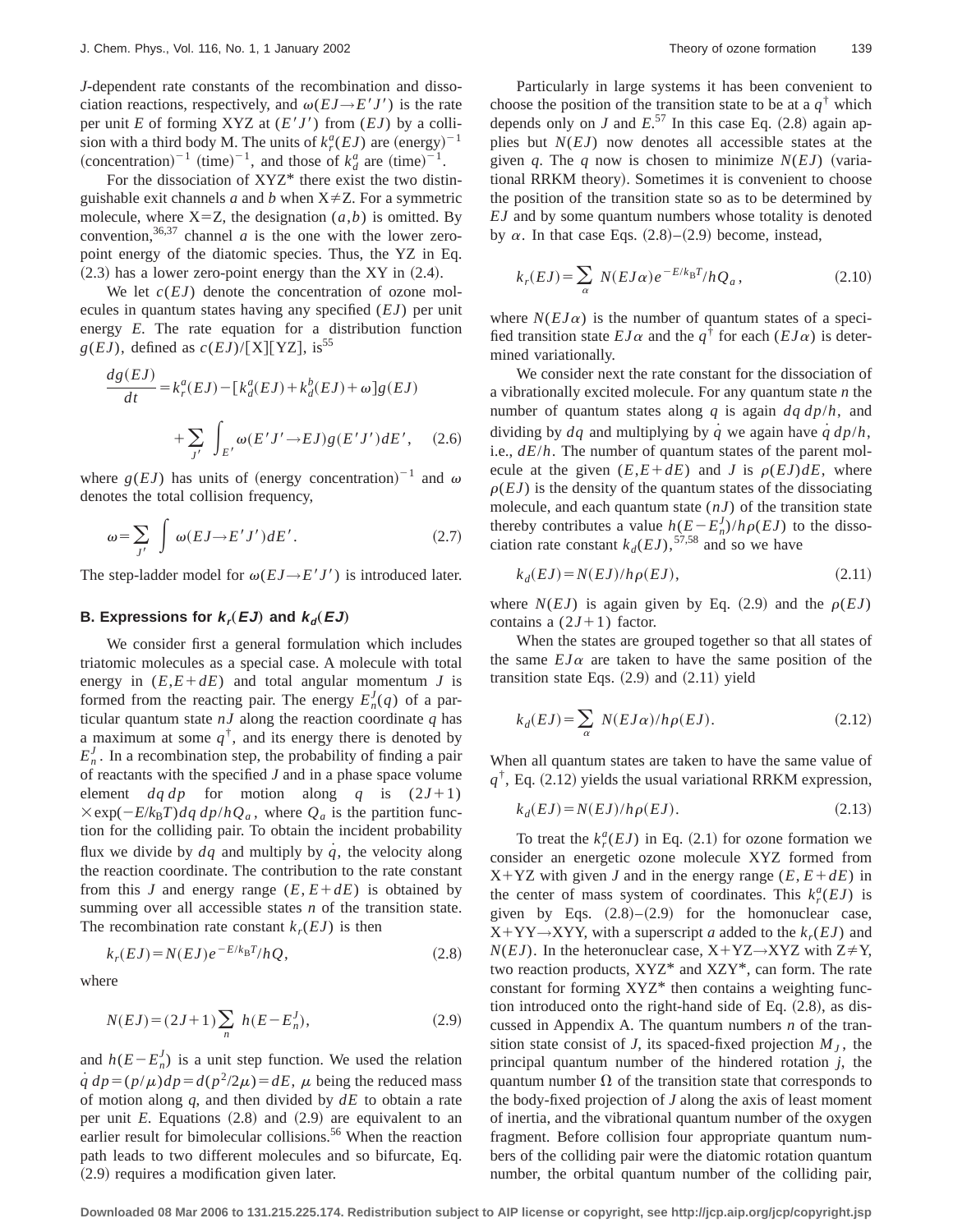*J*-dependent rate constants of the recombination and dissociation reactions, respectively, and $\omega(EJ\rightarrow E'J')$ is the rate per unit $E$ of forming XYZ at $(E'J')$ from $(EJ)$ by a collision with a third body M. The units of $k_r^a(EJ)$ are $(\text{energy})^{-1}$ $(\text{concentration})^{-1}$ $(\text{time})^{-1}$, and those of $k_d^a$ are $(\text{time})^{-1}$.

For the dissociation of XYZ* there exist the two distinguishable exit channels $a$ and $b$ when $X\neq Z$. For a symmetric molecule, where X=Z, the designation $(a,b)$ is omitted. By convention,[36,37] channel $a$ is the one with the lower zero-point energy of the diatomic species. Thus, the YZ in Eq. (2.3) has a lower zero-point energy than the XY in (2.4).

We let $c(EJ)$ denote the concentration of ozone molecules in quantum states having any specified $(EJ)$ per unit energy $E$. The rate equation for a distribution function $g(EJ)$, defined as $c(EJ)/[\text{X}][\text{YZ}]$, is[55]

$$\frac{dg(EJ)}{dt}=k_r^a(EJ)-[k_d^a(EJ)+k_d^b(EJ)+\omega]g(EJ)$$
$$+\sum_{J'}\int_{E'}\omega(E'J'\rightarrow EJ)g(E'J')dE', \quad (2.6)$$

where $g(EJ)$ has units of $(\text{energy concentration})^{-1}$ and $\omega$ denotes the total collision frequency,

$$\omega=\sum_{J'}\int\omega(EJ\rightarrow E'J')dE'. \quad (2.7)$$

The step-ladder model for $\omega(EJ\rightarrow E'J')$ is introduced later.

### B. Expressions for $k_r(EJ)$ and $k_d(EJ)$

We consider first a general formulation which includes triatomic molecules as a special case. A molecule with total energy in $(E,E+dE)$ and total angular momentum $J$ is formed from the reacting pair. The energy $E_n^J(q)$ of a particular quantum state $nJ$ along the reaction coordinate $q$ has a maximum at some $q^\dagger$, and its energy there is denoted by $E_n^J$. In a recombination step, the probability of finding a pair of reactants with the specified $J$ and in a phase space volume element $dq\,dp$ for motion along $q$ is $(2J+1)\times\exp(-E/k_BT)dq\,dp/hQ_a$, where $Q_a$ is the partition function for the colliding pair. To obtain the incident probability flux we divide by $dq$ and multiply by $\dot{q}$, the velocity along the reaction coordinate. The contribution to the rate constant from this $J$ and energy range $(E,E+dE)$ is obtained by summing over all accessible states $n$ of the transition state. The recombination rate constant $k_r(EJ)$ is then

$$k_r(EJ)=N(EJ)e^{-E/k_BT}/hQ, \quad (2.8)$$

where

$$N(EJ)=(2J+1)\sum_n h(E-E_n^J), \quad (2.9)$$

and $h(E-E_n^J)$ is a unit step function. We used the relation $\dot{q}\,dp=(p/\mu)dp=d(p^2/2\mu)=dE$, $\mu$ being the reduced mass of motion along $q$, and then divided by $dE$ to obtain a rate per unit $E$. Equations (2.8) and (2.9) are equivalent to an earlier result for bimolecular collisions.[56] When the reaction path leads to two different molecules and so bifurcate, Eq. (2.9) requires a modification given later.

Particularly in large systems it has been convenient to choose the position of the transition state to be at a $q^\dagger$ which depends only on $J$ and $E$.[57] In this case Eq. (2.8) again applies but $N(EJ)$ now denotes all accessible states at the given $q$. The $q$ now is chosen to minimize $N(EJ)$ (variational RRKM theory). Sometimes it is convenient to choose the position of the transition state so as to be determined by $EJ$ and by some quantum numbers whose totality is denoted by $\alpha$. In that case Eqs. (2.8)–(2.9) become, instead,

$$k_r(EJ)=\sum_\alpha N(EJ\alpha)e^{-E/k_BT}/hQ_a, \quad (2.10)$$

where $N(EJ\alpha)$ is the number of quantum states of a specified transition state $EJ\alpha$ and the $q^\dagger$ for each $(EJ\alpha)$ is determined variationally.

We consider next the rate constant for the dissociation of a vibrationally excited molecule. For any quantum state $n$ the number of quantum states along $q$ is again $dq\,dp/h$, and dividing by $dq$ and multiplying by $\dot{q}$ we again have $\dot{q}\,dp/h$, i.e., $dE/h$. The number of quantum states of the parent molecule at the given $(E,E+dE)$ and $J$ is $\rho(EJ)dE$, where $\rho(EJ)$ is the density of the quantum states of the dissociating molecule, and each quantum state $(nJ)$ of the transition state thereby contributes a value $h(E-E_n^J)/h\rho(EJ)$ to the dissociation rate constant $k_d(EJ)$,[57,58] and so we have

$$k_d(EJ)=N(EJ)/h\rho(EJ), \quad (2.11)$$

where $N(EJ)$ is again given by Eq. (2.9) and the $\rho(EJ)$ contains a $(2J+1)$ factor.

When the states are grouped together so that all states of the same $EJ\alpha$ are taken to have the same position of the transition state Eqs. (2.9) and (2.11) yield

$$k_d(EJ)=\sum_\alpha N(EJ\alpha)/h\rho(EJ). \quad (2.12)$$

When all quantum states are taken to have the same value of $q^\dagger$, Eq. (2.12) yields the usual variational RRKM expression,

$$k_d(EJ)=N(EJ)/h\rho(EJ). \quad (2.13)$$

To treat the $k_r^a(EJ)$ in Eq. (2.1) for ozone formation we consider an energetic ozone molecule XYZ formed from X+YZ with given $J$ and in the energy range $(E,E+dE)$ in the center of mass system of coordinates. This $k_r^a(EJ)$ is given by Eqs. (2.8)–(2.9) for the homonuclear case, X+YY→XYY, with a superscript $a$ added to the $k_r(EJ)$ and $N(EJ)$. In the heteronuclear case, X+YZ→XYZ with Z≠Y, two reaction products, XYZ* and XZY*, can form. The rate constant for forming XYZ* then contains a weighting function introduced onto the right-hand side of Eq. (2.8), as discussed in Appendix A. The quantum numbers $n$ of the transition state consist of $J$, its spaced-fixed projection $M_J$, the principal quantum number of the hindered rotation $j$, the quantum number $\Omega$ of the transition state that corresponds to the body-fixed projection of $J$ along the axis of least moment of inertia, and the vibrational quantum number of the oxygen fragment. Before collision four appropriate quantum numbers of the colliding pair were the diatomic rotation quantum number, the orbital quantum number of the colliding pair,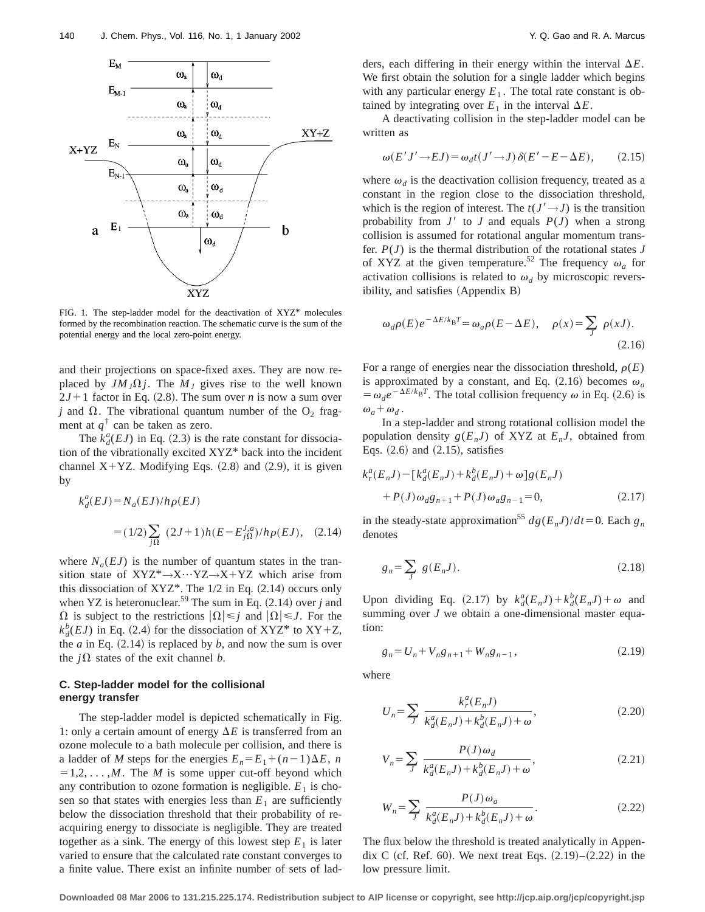FIG. 1. The step-ladder model for the deactivation of XYZ* molecules formed by the recombination reaction. The schematic curve is the sum of the potential energy and the local zero-point energy.

and their projections on space-fixed axes. They are now replaced by $JM_J\Omega j$. The $M_J$ gives rise to the well known $2J+1$ factor in Eq. (2.8). The sum over $n$ is now a sum over $j$ and $\Omega$. The vibrational quantum number of the $O_2$ fragment at $q^\dagger$ can be taken as zero.

The $k_d^a(EJ)$ in Eq. (2.3) is the rate constant for dissociation of the vibrationally excited XYZ* back into the incident channel X+YZ. Modifying Eqs. (2.8) and (2.9), it is given by

$$k_d^a(EJ) = N_a(EJ)/h\rho(EJ)$$
$$= (1/2)\sum_{j\Omega}(2J+1)h(E-E_{j\Omega}^{J,a})/h\rho(EJ), \quad (2.14)$$

where $N_a(EJ)$ is the number of quantum states in the transition state of XYZ*→X⋯YZ→X+YZ which arise from this dissociation of XYZ*. The 1/2 in Eq. (2.14) occurs only when YZ is heteronuclear.[59] The sum in Eq. (2.14) over $j$ and $\Omega$ is subject to the restrictions $|\Omega|\leqslant j$ and $|\Omega|\leqslant J$. For the $k_d^b(EJ)$ in Eq. (2.4) for the dissociation of XYZ* to XY+Z, the $a$ in Eq. (2.14) is replaced by $b$, and now the sum is over the $j\Omega$ states of the exit channel $b$.

### C. Step-ladder model for the collisional energy transfer

The step-ladder model is depicted schematically in Fig. 1: only a certain amount of energy $\Delta E$ is transferred from an ozone molecule to a bath molecule per collision, and there is a ladder of $M$ steps for the energies $E_n = E_1 + (n-1)\Delta E$, $n = 1,2,\ldots,M$. The $M$ is some upper cut-off beyond which any contribution to ozone formation is negligible. $E_1$ is chosen so that states with energies less than $E_1$ are sufficiently below the dissociation threshold that their probability of reacquiring energy to dissociate is negligible. They are treated together as a sink. The energy of this lowest step $E_1$ is later varied to ensure that the calculated rate constant converges to a finite value. There exist an infinite number of sets of ladders, each differing in their energy within the interval $\Delta E$. We first obtain the solution for a single ladder which begins with any particular energy $E_1$. The total rate constant is obtained by integrating over $E_1$ in the interval $\Delta E$.

A deactivating collision in the step-ladder model can be written as

$$\omega(E'J'\to EJ) = \omega_d t(J'\to J)\,\delta(E'-E-\Delta E), \quad (2.15)$$

where $\omega_d$ is the deactivation collision frequency, treated as a constant in the region close to the dissociation threshold, which is the region of interest. The $t(J'\to J)$ is the transition probability from $J'$ to $J$ and equals $P(J)$ when a strong collision is assumed for rotational angular momentum transfer. $P(J)$ is the thermal distribution of the rotational states $J$ of XYZ at the given temperature.[52] The frequency $\omega_a$ for activation collisions is related to $\omega_d$ by microscopic reversibility, and satisfies (Appendix B)

$$\omega_d\rho(E)e^{-\Delta E/k_BT} = \omega_a\rho(E-\Delta E), \quad \rho(x) = \sum_J \rho(xJ). \quad (2.16)$$

For a range of energies near the dissociation threshold, $\rho(E)$ is approximated by a constant, and Eq. (2.16) becomes $\omega_a = \omega_d e^{-\Delta E/k_BT}$. The total collision frequency $\omega$ in Eq. (2.6) is $\omega_a + \omega_d$.

In a step-ladder and strong rotational collision model the population density $g(E_nJ)$ of XYZ at $E_nJ$, obtained from Eqs. (2.6) and (2.15), satisfies

$$k_r^a(E_nJ) - [k_d^a(E_nJ) + k_d^b(E_nJ) + \omega]g(E_nJ) + P(J)\omega_d g_{n+1} + P(J)\omega_a g_{n-1} = 0, \quad (2.17)$$

in the steady-state approximation[55] $dg(E_nJ)/dt = 0$. Each $g_n$ denotes

$$g_n = \sum_J g(E_nJ). \quad (2.18)$$

Upon dividing Eq. (2.17) by $k_d^a(E_nJ) + k_d^b(E_nJ) + \omega$ and summing over $J$ we obtain a one-dimensional master equation:

$$g_n = U_n + V_n g_{n+1} + W_n g_{n-1}, \quad (2.19)$$

where

$$U_n = \sum_J \frac{k_r^a(E_nJ)}{k_d^a(E_nJ) + k_d^b(E_nJ) + \omega}, \quad (2.20)$$

$$V_n = \sum_J \frac{P(J)\omega_d}{k_d^a(E_nJ) + k_d^b(E_nJ) + \omega}, \quad (2.21)$$

$$W_n = \sum_J \frac{P(J)\omega_a}{k_d^a(E_nJ) + k_d^b(E_nJ) + \omega}. \quad (2.22)$$

The flux below the threshold is treated analytically in Appendix C (cf. Ref. 60). We next treat Eqs. (2.19)–(2.22) in the low pressure limit.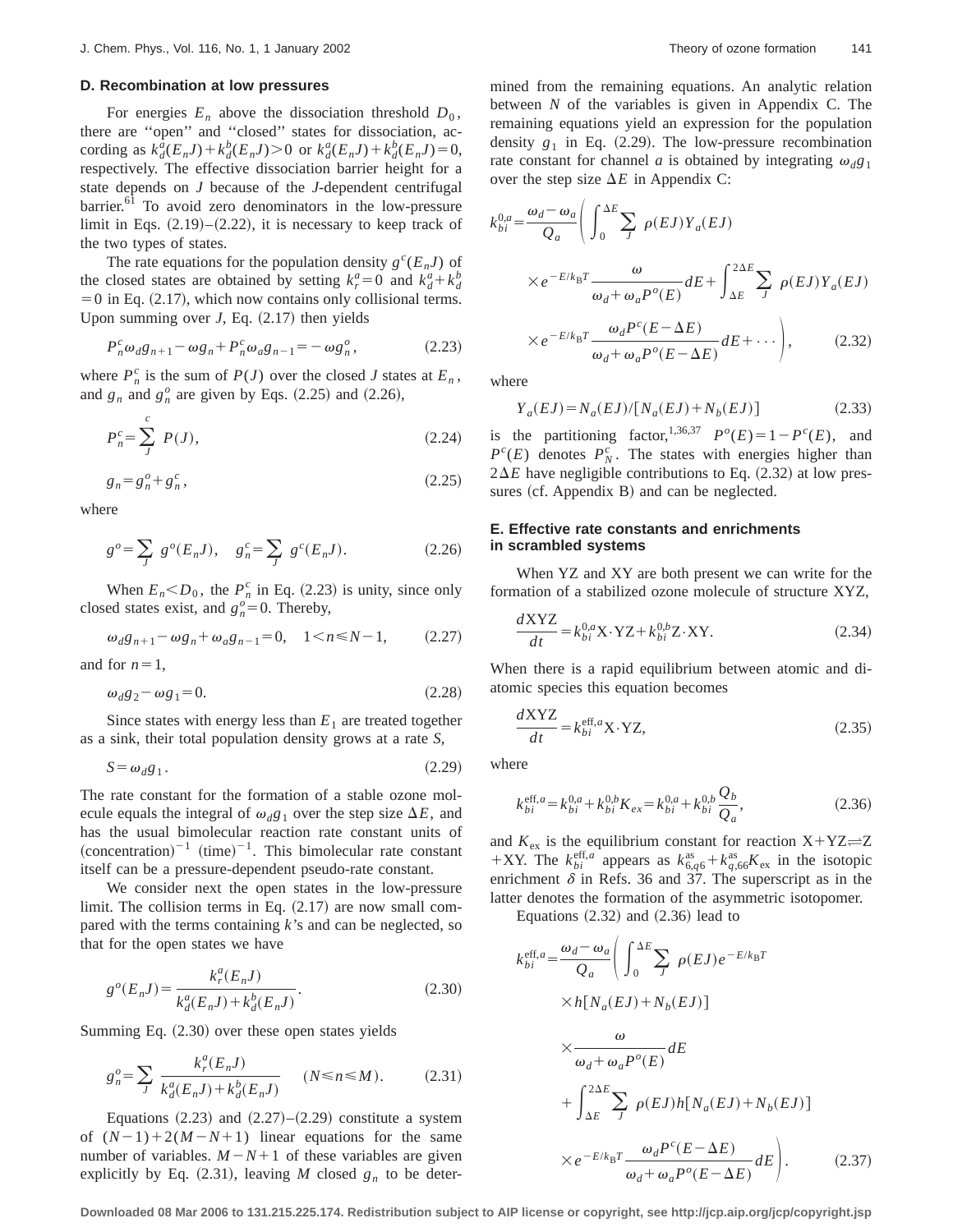### D. Recombination at low pressures

For energies $E_n$ above the dissociation threshold $D_0$, there are "open" and "closed" states for dissociation, according as $k_d^a(E_nJ)+k_d^b(E_nJ)>0$ or $k_d^a(E_nJ)+k_d^b(E_nJ)=0$, respectively. The effective dissociation barrier height for a state depends on $J$ because of the $J$-dependent centrifugal barrier.[61] To avoid zero denominators in the low-pressure limit in Eqs. (2.19)–(2.22), it is necessary to keep track of the two types of states.

The rate equations for the population density $g^c(E_nJ)$ of the closed states are obtained by setting $k_r^a=0$ and $k_d^a+k_d^b=0$ in Eq. (2.17), which now contains only collisional terms. Upon summing over $J$, Eq. (2.17) then yields

$$P_n^c\omega_d g_{n+1}-\omega g_n+P_n^c\omega_a g_{n-1}=-\omega g_n^o, \tag{2.23}$$

where $P_n^c$ is the sum of $P(J)$ over the closed $J$ states at $E_n$, and $g_n$ and $g_n^o$ are given by Eqs. (2.25) and (2.26),

$$P_n^c=\sum_J^c P(J), \tag{2.24}$$

$$g_n=g_n^o+g_n^c, \tag{2.25}$$

where

$$g^o=\sum_J g^o(E_nJ),\quad g_n^c=\sum_J g^c(E_nJ). \tag{2.26}$$

When $E_n<D_0$, the $P_n^c$ in Eq. (2.23) is unity, since only closed states exist, and $g_n^o=0$. Thereby,

$$\omega_d g_{n+1}-\omega g_n+\omega_a g_{n-1}=0,\quad 1<n\leqslant N-1, \tag{2.27}$$

and for $n=1$,

$$\omega_d g_2-\omega g_1=0. \tag{2.28}$$

Since states with energy less than $E_1$ are treated together as a sink, their total population density grows at a rate $S$,

$$S=\omega_d g_1. \tag{2.29}$$

The rate constant for the formation of a stable ozone molecule equals the integral of $\omega_d g_1$ over the step size $\Delta E$, and has the usual bimolecular reaction rate constant units of $(\text{concentration})^{-1}$ $(\text{time})^{-1}$. This bimolecular rate constant itself can be a pressure-dependent pseudo-rate constant.

We consider next the open states in the low-pressure limit. The collision terms in Eq. (2.17) are now small compared with the terms containing $k$'s and can be neglected, so that for the open states we have

$$g^o(E_nJ)=\frac{k_r^a(E_nJ)}{k_d^a(E_nJ)+k_d^b(E_nJ)}. \tag{2.30}$$

Summing Eq. (2.30) over these open states yields

$$g_n^o=\sum_J\frac{k_r^a(E_nJ)}{k_d^a(E_nJ)+k_d^b(E_nJ)}\quad (N\leqslant n\leqslant M). \tag{2.31}$$

Equations (2.23) and (2.27)–(2.29) constitute a system of $(N-1)+2(M-N+1)$ linear equations for the same number of variables. $M-N+1$ of these variables are given explicitly by Eq. (2.31), leaving $M$ closed $g_n$ to be determined from the remaining equations. An analytic relation between $N$ of the variables is given in Appendix C. The remaining equations yield an expression for the population density $g_1$ in Eq. (2.29). The low-pressure recombination rate constant for channel $a$ is obtained by integrating $\omega_d g_1$ over the step size $\Delta E$ in Appendix C:

$$k_{bi}^{0,a}=\frac{\omega_d-\omega_a}{Q_a}\left(\int_0^{\Delta E}\sum_J\rho(EJ)Y_a(EJ)\times e^{-E/k_BT}\frac{\omega}{\omega_d+\omega_aP^o(E)}dE+\int_{\Delta E}^{2\Delta E}\sum_J\rho(EJ)Y_a(EJ)\times e^{-E/k_BT}\frac{\omega_dP^c(E-\Delta E)}{\omega_d+\omega_aP^o(E-\Delta E)}dE+\cdots\right), \tag{2.32}$$

where

$$Y_a(EJ)=N_a(EJ)/[N_a(EJ)+N_b(EJ)] \tag{2.33}$$

is the partitioning factor,[1,36,37] $P^o(E)=1-P^c(E)$, and $P^c(E)$ denotes $P_N^c$. The states with energies higher than $2\Delta E$ have negligible contributions to Eq. (2.32) at low pressures (cf. Appendix B) and can be neglected.

### E. Effective rate constants and enrichments in scrambled systems

When YZ and XY are both present we can write for the formation of a stabilized ozone molecule of structure XYZ,

$$\frac{d\text{XYZ}}{dt}=k_{bi}^{0,a}\text{X}\cdot\text{YZ}+k_{bi}^{0,b}\text{Z}\cdot\text{XY}. \tag{2.34}$$

When there is a rapid equilibrium between atomic and diatomic species this equation becomes

$$\frac{d\text{XYZ}}{dt}=k_{bi}^{\text{eff},a}\text{X}\cdot\text{YZ}, \tag{2.35}$$

where

$$k_{bi}^{\text{eff},a}=k_{bi}^{0,a}+k_{bi}^{0,b}K_{ex}=k_{bi}^{0,a}+k_{bi}^{0,b}\frac{Q_b}{Q_a}, \tag{2.36}$$

and $K_{\text{ex}}$ is the equilibrium constant for reaction X+YZ$\rightleftharpoons$Z+XY. The $k_{bi}^{\text{eff},a}$ appears as $k_{6,q6}^{\text{as}}+k_{q,66}^{\text{as}}K_{\text{ex}}$ in the isotopic enrichment $\delta$ in Refs. 36 and 37. The superscript as in the latter denotes the formation of the asymmetric isotopomer.

Equations (2.32) and (2.36) lead to

$$k_{bi}^{\text{eff},a}=\frac{\omega_d-\omega_a}{Q_a}\left(\int_0^{\Delta E}\sum_J\rho(EJ)e^{-E/k_BT}\times h[N_a(EJ)+N_b(EJ)]\times\frac{\omega}{\omega_d+\omega_aP^o(E)}dE+\int_{\Delta E}^{2\Delta E}\sum_J\rho(EJ)h[N_a(EJ)+N_b(EJ)]\times e^{-E/k_BT}\frac{\omega_dP^c(E-\Delta E)}{\omega_d+\omega_aP^o(E-\Delta E)}dE\right). \tag{2.37}$$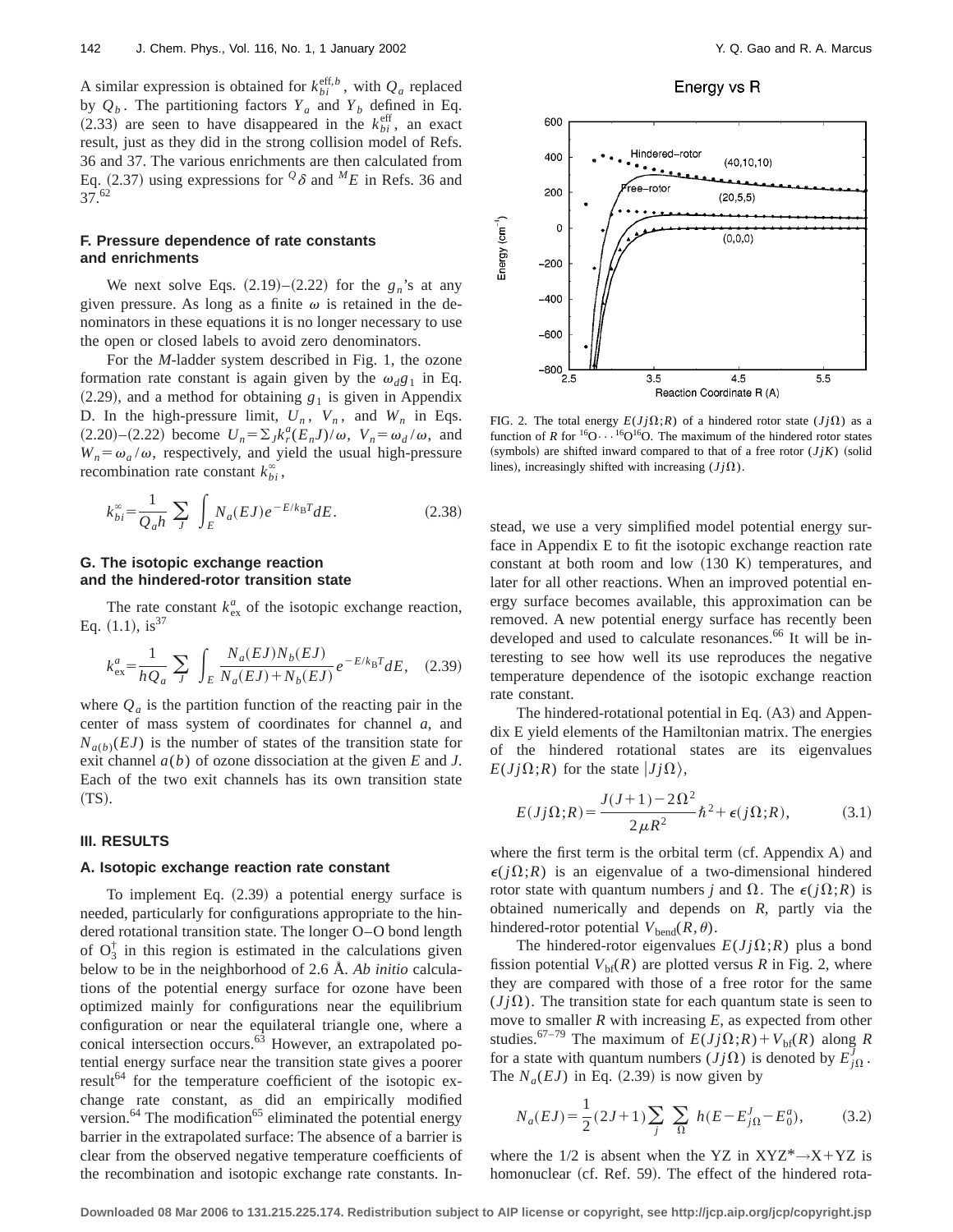A similar expression is obtained for $k_{bi}^{\mathrm{eff},b}$, with $Q_a$ replaced by $Q_b$. The partitioning factors $Y_a$ and $Y_b$ defined in Eq. (2.33) are seen to have disappeared in the $k_{bi}^{\mathrm{eff}}$, an exact result, just as they did in the strong collision model of Refs. 36 and 37. The various enrichments are then calculated from Eq. (2.37) using expressions for ${}^{Q}\delta$ and ${}^{M}E$ in Refs. 36 and 37.[62]

### F. Pressure dependence of rate constants and enrichments

We next solve Eqs. (2.19)–(2.22) for the $g_n$'s at any given pressure. As long as a finite $\omega$ is retained in the denominators in these equations it is no longer necessary to use the open or closed labels to avoid zero denominators.

For the *M*-ladder system described in Fig. 1, the ozone formation rate constant is again given by the $\omega_d g_1$ in Eq. (2.29), and a method for obtaining $g_1$ is given in Appendix D. In the high-pressure limit, $U_n$, $V_n$, and $W_n$ in Eqs. (2.20)–(2.22) become $U_n = \Sigma_J k_r^a(E_n J)/\omega$, $V_n = \omega_d/\omega$, and $W_n = \omega_a/\omega$, respectively, and yield the usual high-pressure recombination rate constant $k_{bi}^{\infty}$,

$$k_{bi}^{\infty} = \frac{1}{Q_a h} \sum_J \int_E N_a(EJ) e^{-E/k_B T} dE. \tag{2.38}$$

### G. The isotopic exchange reaction and the hindered-rotor transition state

The rate constant $k_{\mathrm{ex}}^a$ of the isotopic exchange reaction, Eq. (1.1), is[37]

$$k_{\mathrm{ex}}^a = \frac{1}{hQ_a} \sum_J \int_E \frac{N_a(EJ) N_b(EJ)}{N_a(EJ) + N_b(EJ)} e^{-E/k_B T} dE, \tag{2.39}$$

where $Q_a$ is the partition function of the reacting pair in the center of mass system of coordinates for channel *a*, and $N_{a(b)}(EJ)$ is the number of states of the transition state for exit channel $a(b)$ of ozone dissociation at the given $E$ and $J$. Each of the two exit channels has its own transition state (TS).

## III. RESULTS

### A. Isotopic exchange reaction rate constant

To implement Eq. (2.39) a potential energy surface is needed, particularly for configurations appropriate to the hindered rotational transition state. The longer O–O bond length of $O_3^{\dagger}$ in this region is estimated in the calculations given below to be in the neighborhood of 2.6 Å. *Ab initio* calculations of the potential energy surface for ozone have been optimized mainly for configurations near the equilibrium configuration or near the equilateral triangle one, where a conical intersection occurs.[63] However, an extrapolated potential energy surface near the transition state gives a poorer result[64] for the temperature coefficient of the isotopic exchange rate constant, as did an empirically modified version.[64] The modification[65] eliminated the potential energy barrier in the extrapolated surface: The absence of a barrier is clear from the observed negative temperature coefficients of the recombination and isotopic exchange rate constants. Instead, we use a very simplified model potential energy surface in Appendix E to fit the isotopic exchange reaction rate constant at both room and low (130 K) temperatures, and later for all other reactions. When an improved potential energy surface becomes available, this approximation can be removed. A new potential energy surface has recently been developed and used to calculate resonances.[66] It will be interesting to see how well its use reproduces the negative temperature dependence of the isotopic exchange reaction rate constant.

FIG. 2. The total energy $E(Jj\Omega;R)$ of a hindered rotor state $(Jj\Omega)$ as a function of $R$ for ${}^{16}\mathrm{O}\cdots{}^{16}\mathrm{O}^{16}\mathrm{O}$. The maximum of the hindered rotor states (symbols) are shifted inward compared to that of a free rotor $(JjK)$ (solid lines), increasingly shifted with increasing $(Jj\Omega)$.

The hindered-rotational potential in Eq. (A3) and Appendix E yield elements of the Hamiltonian matrix. The energies of the hindered rotational states are its eigenvalues $E(Jj\Omega;R)$ for the state $|Jj\Omega\rangle$,

$$E(Jj\Omega;R) = \frac{J(J+1) - 2\Omega^2}{2\mu R^2}\hbar^2 + \epsilon(j\Omega;R), \tag{3.1}$$

where the first term is the orbital term (cf. Appendix A) and $\epsilon(j\Omega;R)$ is an eigenvalue of a two-dimensional hindered rotor state with quantum numbers $j$ and $\Omega$. The $\epsilon(j\Omega;R)$ is obtained numerically and depends on $R$, partly via the hindered-rotor potential $V_{\mathrm{bend}}(R,\theta)$.

The hindered-rotor eigenvalues $E(Jj\Omega;R)$ plus a bond fission potential $V_{\mathrm{bf}}(R)$ are plotted versus $R$ in Fig. 2, where they are compared with those of a free rotor for the same $(Jj\Omega)$. The transition state for each quantum state is seen to move to smaller $R$ with increasing $E$, as expected from other studies.[67–79] The maximum of $E(Jj\Omega;R) + V_{\mathrm{bf}}(R)$ along $R$ for a state with quantum numbers $(Jj\Omega)$ is denoted by $E_{j\Omega}^{J}$. The $N_a(EJ)$ in Eq. (2.39) is now given by

$$N_a(EJ) = \frac{1}{2}(2J+1) \sum_j \sum_\Omega h(E - E_{j\Omega}^J - E_0^a), \tag{3.2}$$

where the 1/2 is absent when the YZ in XYZ*→X+YZ is homonuclear (cf. Ref. 59). The effect of the hindered rota-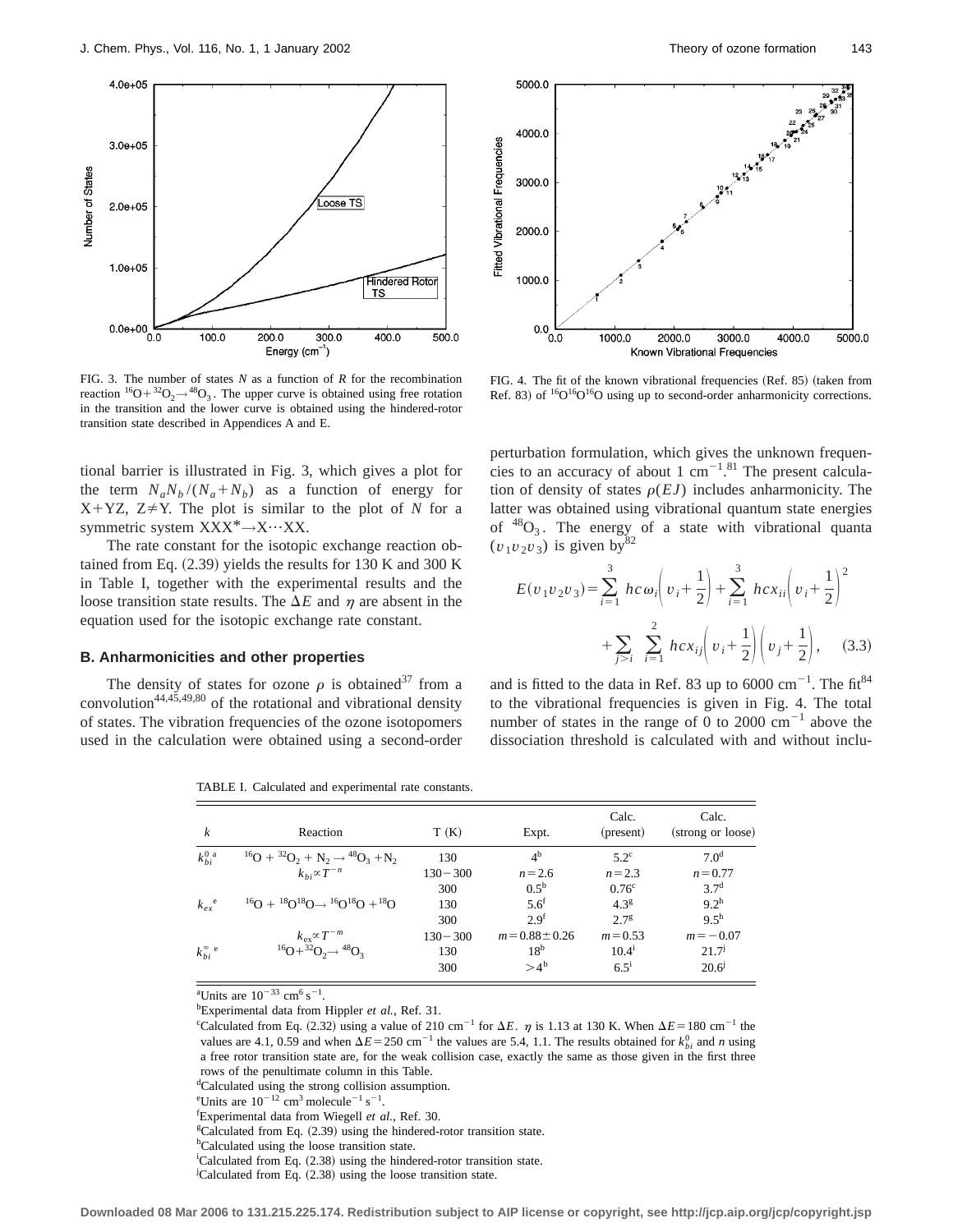FIG. 3. The number of states $N$ as a function of $R$ for the recombination reaction $^{16}O+^{32}O_2\rightarrow^{48}O_3$. The upper curve is obtained using free rotation in the transition and the lower curve is obtained using the hindered-rotor transition state described in Appendices A and E.

FIG. 4. The fit of the known vibrational frequencies (Ref. 85) (taken from Ref. 83) of $^{16}O^{16}O^{16}O$ using up to second-order anharmonicity corrections.

tional barrier is illustrated in Fig. 3, which gives a plot for the term $N_aN_b/(N_a+N_b)$ as a function of energy for X+YZ, Z≠Y. The plot is similar to the plot of $N$ for a symmetric system $XXX^*\rightarrow X\cdots XX$.

The rate constant for the isotopic exchange reaction obtained from Eq. (2.39) yields the results for 130 K and 300 K in Table I, together with the experimental results and the loose transition state results. The $\Delta E$ and $\eta$ are absent in the equation used for the isotopic exchange rate constant.

### B. Anharmonicities and other properties

The density of states for ozone $\rho$ is obtained[37] from a convolution[44,45,49,80] of the rotational and vibrational density of states. The vibration frequencies of the ozone isotopomers used in the calculation were obtained using a second-order perturbation formulation, which gives the unknown frequencies to an accuracy of about 1 cm$^{-1}$.[81] The present calculation of density of states $\rho(EJ)$ includes anharmonicity. The latter was obtained using vibrational quantum state energies of $^{48}O_3$. The energy of a state with vibrational quanta $(v_1v_2v_3)$ is given by[82]

$$E(v_1v_2v_3)=\sum_{i=1}^{3} hc\omega_i\left(v_i+\frac{1}{2}\right)+\sum_{i=1}^{3} hcx_{ii}\left(v_i+\frac{1}{2}\right)^2+\sum_{j>i}\sum_{i=1}^{2} hcx_{ij}\left(v_i+\frac{1}{2}\right)\left(v_j+\frac{1}{2}\right), \quad (3.3)$$

and is fitted to the data in Ref. 83 up to 6000 cm$^{-1}$. The fit[84] to the vibrational frequencies is given in Fig. 4. The total number of states in the range of 0 to 2000 cm$^{-1}$ above the dissociation threshold is calculated with and without inclu-

TABLE I. Calculated and experimental rate constants.

| $k$ | Reaction | T (K) | Expt. | Calc. (present) | Calc. (strong or loose) |
|---|---|---|---|---|---|
| $k_{bi}^{0}$ [a] | $^{16}O+^{32}O_2+N_2\rightarrow^{48}O_3+N_2$ | 130 | 4[b] | 5.2[c] | 7.0[d] |
| | $k_{bi}\propto T^{-n}$ | 130−300 | $n=2.6$ | $n=2.3$ | $n=0.77$ |
| | | 300 | 0.5[b] | 0.76[c] | 3.7[d] |
| $k_{ex}$ [e] | $^{16}O+^{18}O^{18}O\rightarrow^{16}O^{18}O+^{18}O$ | 130 | 5.6[f] | 4.3[g] | 9.2[h] |
| | | 300 | 2.9[f] | 2.7[g] | 9.5[h] |
| | $k_{ex}\propto T^{-m}$ | 130−300 | $m=0.88\pm0.26$ | $m=0.53$ | $m=-0.07$ |
| $k_{bi}^{\infty}$ [e] | $^{16}O+^{32}O_2\rightarrow^{48}O_3$ | 130 | 18[b] | 10.4[i] | 21.7[j] |
| | | 300 | >4[b] | 6.5[i] | 20.6[j] |

[a]Units are $10^{-33}$ cm$^6$ s$^{-1}$.
[b]Experimental data from Hippler *et al.*, Ref. 31.
[c]Calculated from Eq. (2.32) using a value of 210 cm$^{-1}$ for $\Delta E$. $\eta$ is 1.13 at 130 K. When $\Delta E=180$ cm$^{-1}$ the values are 4.1, 0.59 and when $\Delta E=250$ cm$^{-1}$ the values are 5.4, 1.1. The results obtained for $k_{bi}^{0}$ and $n$ using a free rotor transition state are, for the weak collision case, exactly the same as those given in the first three rows of the penultimate column in this Table.
[d]Calculated using the strong collision assumption.
[e]Units are $10^{-12}$ cm$^3$ molecule$^{-1}$ s$^{-1}$.
[f]Experimental data from Wiegell *et al.*, Ref. 30.
[g]Calculated from Eq. (2.39) using the hindered-rotor transition state.
[h]Calculated using the loose transition state.
[i]Calculated from Eq. (2.38) using the hindered-rotor transition state.
[j]Calculated from Eq. (2.38) using the loose transition state.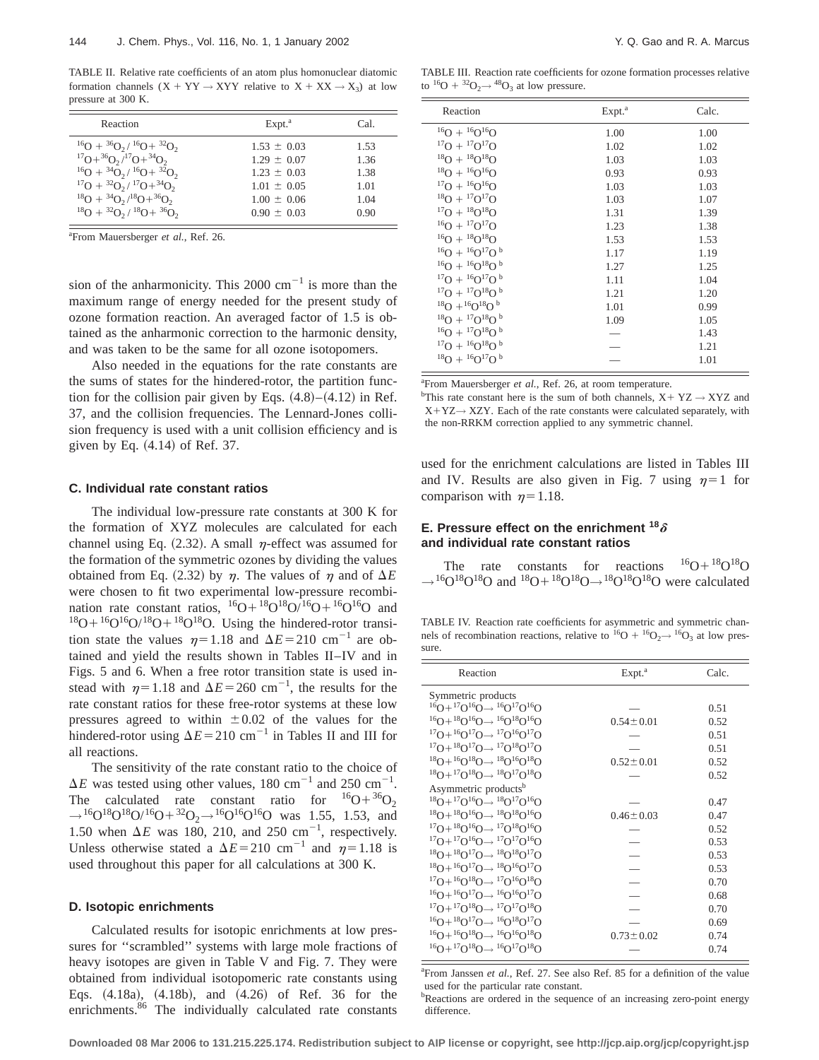TABLE II. Relative rate coefficients of an atom plus homonuclear diatomic formation channels ($X + YY \rightarrow XYY$ relative to $X + XX \rightarrow X_3$) at low pressure at 300 K.

| Reaction | Expt.[a] | Cal. |
|---|---|---|
| $^{16}O + ^{36}O_2 / ^{16}O + ^{32}O_2$ | $1.53 \pm 0.03$ | 1.53 |
| $^{17}O + ^{36}O_2 / ^{17}O + ^{34}O_2$ | $1.29 \pm 0.07$ | 1.36 |
| $^{16}O + ^{34}O_2 / ^{16}O + ^{32}O_2$ | $1.23 \pm 0.03$ | 1.38 |
| $^{17}O + ^{32}O_2 / ^{17}O + ^{34}O_2$ | $1.01 \pm 0.05$ | 1.01 |
| $^{18}O + ^{34}O_2 / ^{18}O + ^{36}O_2$ | $1.00 \pm 0.06$ | 1.04 |
| $^{18}O + ^{32}O_2 / ^{18}O + ^{36}O_2$ | $0.90 \pm 0.03$ | 0.90 |

[a]From Mauersberger *et al.*, Ref. 26.

sion of the anharmonicity. This 2000 $cm^{-1}$ is more than the maximum range of energy needed for the present study of ozone formation reaction. An averaged factor of 1.5 is obtained as the anharmonic correction to the harmonic density, and was taken to be the same for all ozone isotopomers.

Also needed in the equations for the rate constants are the sums of states for the hindered-rotor, the partition function for the collision pair given by Eqs. (4.8)–(4.12) in Ref. 37, and the collision frequencies. The Lennard-Jones collision frequency is used with a unit collision efficiency and is given by Eq. (4.14) of Ref. 37.

### C. Individual rate constant ratios

The individual low-pressure rate constants at 300 K for the formation of XYZ molecules are calculated for each channel using Eq. (2.32). A small $\eta$-effect was assumed for the formation of the symmetric ozones by dividing the values obtained from Eq. (2.32) by $\eta$. The values of $\eta$ and of $\Delta E$ were chosen to fit two experimental low-pressure recombination rate constant ratios, $^{16}O + ^{18}O^{18}O / ^{16}O + ^{16}O^{16}O$ and $^{18}O + ^{16}O^{16}O / ^{18}O + ^{18}O^{18}O$. Using the hindered-rotor transition state the values $\eta = 1.18$ and $\Delta E = 210$ $cm^{-1}$ are obtained and yield the results shown in Tables II–IV and in Figs. 5 and 6. When a free rotor transition state is used instead with $\eta = 1.18$ and $\Delta E = 260$ $cm^{-1}$, the results for the rate constant ratios for these free-rotor systems at these low pressures agreed to within $\pm 0.02$ of the values for the hindered-rotor using $\Delta E = 210$ $cm^{-1}$ in Tables II and III for all reactions.

The sensitivity of the rate constant ratio to the choice of $\Delta E$ was tested using other values, 180 $cm^{-1}$ and 250 $cm^{-1}$. The calculated rate constant ratio for $^{16}O + ^{36}O_2 \rightarrow ^{16}O^{18}O^{18}O / ^{16}O + ^{32}O_2 \rightarrow ^{16}O^{16}O^{16}O$ was 1.55, 1.53, and 1.50 when $\Delta E$ was 180, 210, and 250 $cm^{-1}$, respectively. Unless otherwise stated a $\Delta E = 210$ $cm^{-1}$ and $\eta = 1.18$ is used throughout this paper for all calculations at 300 K.

### D. Isotopic enrichments

Calculated results for isotopic enrichments at low pressures for ''scrambled'' systems with large mole fractions of heavy isotopes are given in Table V and Fig. 7. They were obtained from individual isotopomeric rate constants using Eqs. (4.18a), (4.18b), and (4.26) of Ref. 36 for the enrichments.[86] The individually calculated rate constants used for the enrichment calculations are listed in Tables III and IV. Results are also given in Fig. 7 using $\eta = 1$ for comparison with $\eta = 1.18$.

TABLE III. Reaction rate coefficients for ozone formation processes relative to $^{16}O + ^{32}O_2 \rightarrow ^{48}O_3$ at low pressure.

| Reaction | Expt.[a] | Calc. |
|---|---|---|
| $^{16}O + ^{16}O^{16}O$ | 1.00 | 1.00 |
| $^{17}O + ^{17}O^{17}O$ | 1.02 | 1.02 |
| $^{18}O + ^{18}O^{18}O$ | 1.03 | 1.03 |
| $^{18}O + ^{16}O^{16}O$ | 0.93 | 0.93 |
| $^{17}O + ^{16}O^{16}O$ | 1.03 | 1.03 |
| $^{18}O + ^{17}O^{17}O$ | 1.03 | 1.07 |
| $^{17}O + ^{18}O^{18}O$ | 1.31 | 1.39 |
| $^{16}O + ^{17}O^{17}O$ | 1.23 | 1.38 |
| $^{16}O + ^{18}O^{18}O$ | 1.53 | 1.53 |
| $^{16}O + ^{16}O^{17}O$ [b] | 1.17 | 1.19 |
| $^{16}O + ^{16}O^{18}O$ [b] | 1.27 | 1.25 |
| $^{17}O + ^{16}O^{17}O$ [b] | 1.11 | 1.04 |
| $^{17}O + ^{17}O^{18}O$ [b] | 1.21 | 1.20 |
| $^{18}O + ^{16}O^{18}O$ [b] | 1.01 | 0.99 |
| $^{18}O + ^{17}O^{18}O$ [b] | 1.09 | 1.05 |
| $^{16}O + ^{17}O^{18}O$ [b] | — | 1.43 |
| $^{17}O + ^{16}O^{18}O$ [b] | — | 1.21 |
| $^{18}O + ^{16}O^{17}O$ [b] | — | 1.01 |

[a]From Mauersberger *et al.*, Ref. 26, at room temperature.
[b]This rate constant here is the sum of both channels, $X + YZ \rightarrow XYZ$ and $X + YZ \rightarrow XZY$. Each of the rate constants were calculated separately, with the non-RRKM correction applied to any symmetric channel.

### E. Pressure effect on the enrichment $^{18}\delta$ and individual rate constant ratios

The rate constants for reactions $^{16}O + ^{18}O^{18}O \rightarrow ^{16}O^{18}O^{18}O$ and $^{18}O + ^{18}O^{18}O \rightarrow ^{18}O^{18}O^{18}O$ were calculated

TABLE IV. Reaction rate coefficients for asymmetric and symmetric channels of recombination reactions, relative to $^{16}O + ^{16}O_2 \rightarrow ^{16}O_3$ at low pressure.

| Reaction | Expt.[a] | Calc. |
|---|---|---|
| Symmetric products | | |
| $^{16}O + ^{17}O^{16}O \rightarrow ^{16}O^{17}O^{16}O$ | — | 0.51 |
| $^{16}O + ^{18}O^{16}O \rightarrow ^{16}O^{18}O^{16}O$ | $0.54 \pm 0.01$ | 0.52 |
| $^{17}O + ^{16}O^{17}O \rightarrow ^{17}O^{16}O^{17}O$ | — | 0.51 |
| $^{17}O + ^{18}O^{17}O \rightarrow ^{17}O^{18}O^{17}O$ | — | 0.51 |
| $^{18}O + ^{16}O^{18}O \rightarrow ^{18}O^{16}O^{18}O$ | $0.52 \pm 0.01$ | 0.52 |
| $^{18}O + ^{17}O^{18}O \rightarrow ^{18}O^{17}O^{18}O$ | — | 0.52 |
| Asymmetric products[b] | | |
| $^{18}O + ^{17}O^{16}O \rightarrow ^{18}O^{17}O^{16}O$ | — | 0.47 |
| $^{18}O + ^{18}O^{16}O \rightarrow ^{18}O^{18}O^{16}O$ | $0.46 \pm 0.03$ | 0.47 |
| $^{17}O + ^{18}O^{16}O \rightarrow ^{17}O^{18}O^{16}O$ | — | 0.52 |
| $^{17}O + ^{17}O^{16}O \rightarrow ^{17}O^{17}O^{16}O$ | — | 0.53 |
| $^{18}O + ^{18}O^{17}O \rightarrow ^{18}O^{18}O^{17}O$ | — | 0.53 |
| $^{18}O + ^{16}O^{17}O \rightarrow ^{18}O^{16}O^{17}O$ | — | 0.53 |
| $^{17}O + ^{16}O^{18}O \rightarrow ^{17}O^{16}O^{18}O$ | — | 0.70 |
| $^{16}O + ^{16}O^{17}O \rightarrow ^{16}O^{16}O^{17}O$ | — | 0.68 |
| $^{17}O + ^{17}O^{18}O \rightarrow ^{17}O^{17}O^{18}O$ | — | 0.70 |
| $^{16}O + ^{18}O^{17}O \rightarrow ^{16}O^{18}O^{17}O$ | — | 0.69 |
| $^{16}O + ^{16}O^{18}O \rightarrow ^{16}O^{16}O^{18}O$ | $0.73 \pm 0.02$ | 0.74 |
| $^{16}O + ^{17}O^{18}O \rightarrow ^{16}O^{17}O^{18}O$ | — | 0.74 |

[a]From Janssen *et al.*, Ref. 27. See also Ref. 85 for a definition of the value used for the particular rate constant.
[b]Reactions are ordered in the sequence of an increasing zero-point energy difference.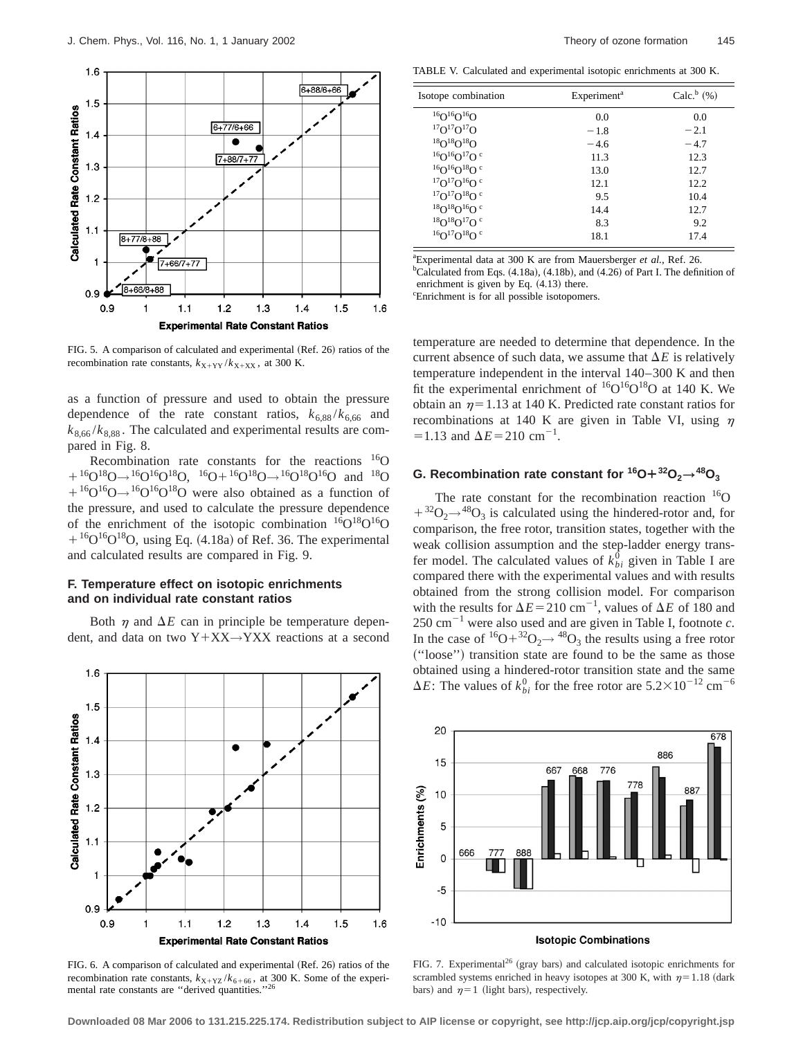FIG. 5. A comparison of calculated and experimental (Ref. 26) ratios of the recombination rate constants, $k_{X+YY}/k_{X+XX}$, at 300 K.

as a function of pressure and used to obtain the pressure dependence of the rate constant ratios, $k_{6,88}/k_{6,66}$ and $k_{8,66}/k_{8,88}$. The calculated and experimental results are compared in Fig. 8.

Recombination rate constants for the reactions $^{16}O + ^{16}O^{18}O \rightarrow ^{16}O^{16}O^{18}O$, $^{16}O + ^{16}O^{18}O \rightarrow ^{16}O^{18}O^{16}O$ and $^{18}O + ^{16}O^{16}O \rightarrow ^{16}O^{16}O^{18}O$ were also obtained as a function of the pressure, and used to calculate the pressure dependence of the enrichment of the isotopic combination $^{16}O^{18}O^{16}O + ^{16}O^{16}O^{18}O$, using Eq. (4.18a) of Ref. 36. The experimental and calculated results are compared in Fig. 9.

### F. Temperature effect on isotopic enrichments and on individual rate constant ratios

Both $\eta$ and $\Delta E$ can in principle be temperature dependent, and data on two Y+XX→YXX reactions at a second temperature are needed to determine that dependence. In the current absence of such data, we assume that $\Delta E$ is relatively temperature independent in the interval 140–300 K and then fit the experimental enrichment of $^{16}O^{16}O^{18}O$ at 140 K. We obtain an $\eta = 1.13$ at 140 K. Predicted rate constant ratios for recombinations at 140 K are given in Table VI, using $\eta = 1.13$ and $\Delta E = 210$ cm$^{-1}$.

FIG. 6. A comparison of calculated and experimental (Ref. 26) ratios of the recombination rate constants, $k_{X+YZ}/k_{6+66}$, at 300 K. Some of the experimental rate constants are "derived quantities."[26]

TABLE V. Calculated and experimental isotopic enrichments at 300 K.

| Isotope combination | Experiment[a] | Calc.[b] (%) |
|---|---|---|
| $^{16}O^{16}O^{16}O$ | 0.0 | 0.0 |
| $^{17}O^{17}O^{17}O$ | −1.8 | −2.1 |
| $^{18}O^{18}O^{18}O$ | −4.6 | −4.7 |
| $^{16}O^{16}O^{17}O$ [c] | 11.3 | 12.3 |
| $^{16}O^{16}O^{18}O$ [c] | 13.0 | 12.7 |
| $^{17}O^{17}O^{16}O$ [c] | 12.1 | 12.2 |
| $^{17}O^{17}O^{18}O$ [c] | 9.5 | 10.4 |
| $^{18}O^{18}O^{16}O$ [c] | 14.4 | 12.7 |
| $^{18}O^{18}O^{17}O$ [c] | 8.3 | 9.2 |
| $^{16}O^{17}O^{18}O$ [c] | 18.1 | 17.4 |

[a]Experimental data at 300 K are from Mauersberger *et al.*, Ref. 26.
[b]Calculated from Eqs. (4.18a), (4.18b), and (4.26) of Part I. The definition of enrichment is given by Eq. (4.13) there.
[c]Enrichment is for all possible isotopomers.

### G. Recombination rate constant for $^{16}O + ^{32}O_2 \rightarrow ^{48}O_3$

The rate constant for the recombination reaction $^{16}O + ^{32}O_2 \rightarrow ^{48}O_3$ is calculated using the hindered-rotor and, for comparison, the free rotor, transition states, together with the weak collision assumption and the step-ladder energy transfer model. The calculated values of $k_{bi}^0$ given in Table I are compared there with the experimental values and with results obtained from the strong collision model. For comparison with the results for $\Delta E = 210$ cm$^{-1}$, values of $\Delta E$ of 180 and 250 cm$^{-1}$ were also used and are given in Table I, footnote *c*. In the case of $^{16}O + ^{32}O_2 \rightarrow ^{48}O_3$ the results using a free rotor ("loose") transition state are found to be the same as those obtained using a hindered-rotor transition state and the same $\Delta E$: The values of $k_{bi}^0$ for the free rotor are $5.2 \times 10^{-12}$ cm$^{-6}$

FIG. 7. Experimental[26] (gray bars) and calculated isotopic enrichments for scrambled systems enriched in heavy isotopes at 300 K, with $\eta = 1.18$ (dark bars) and $\eta = 1$ (light bars), respectively.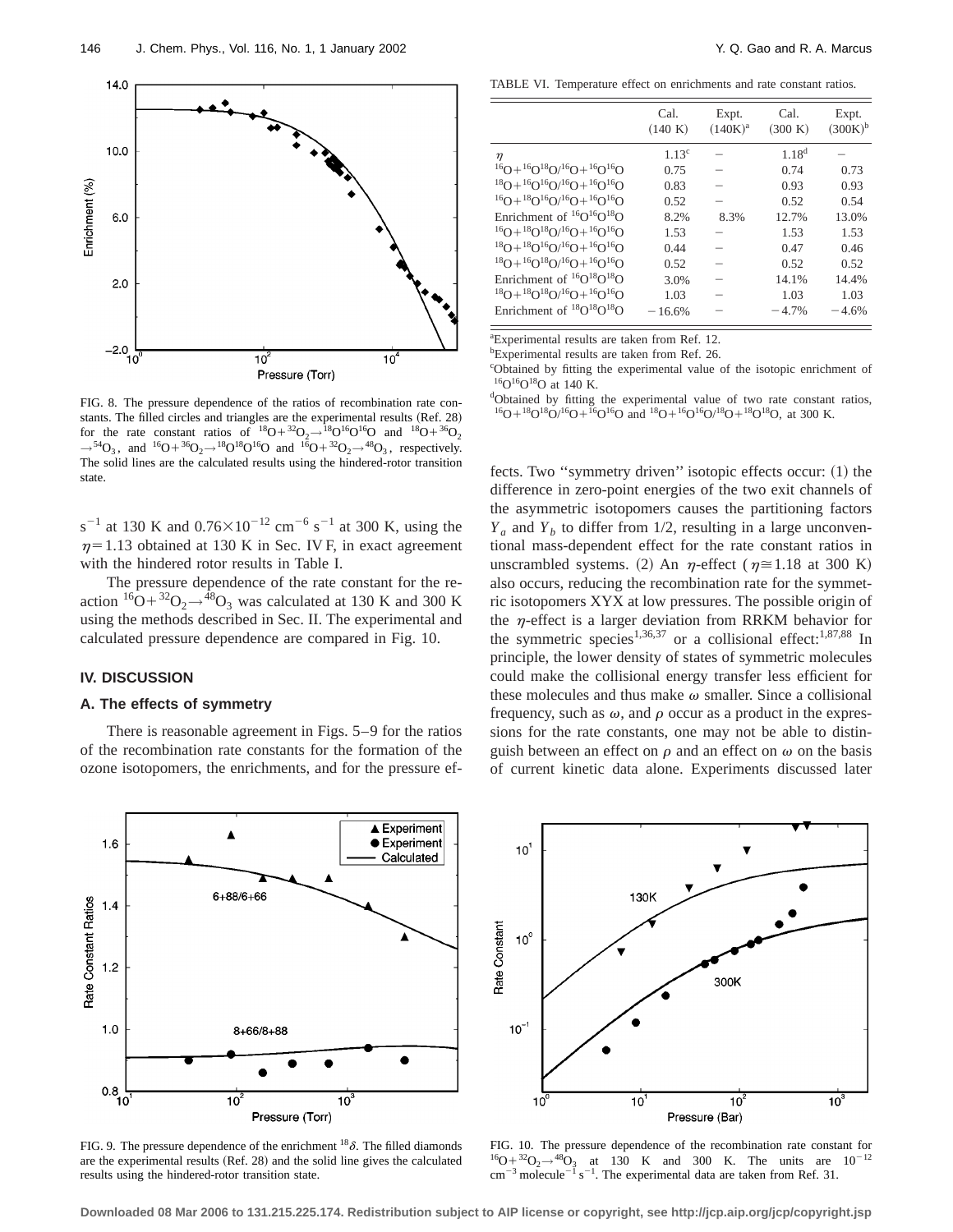FIG. 8. The pressure dependence of the ratios of recombination rate constants. The filled circles and triangles are the experimental results (Ref. 28) for the rate constant ratios of $^{18}O+^{32}O_2\rightarrow^{18}O^{16}O^{16}O$ and $^{18}O+^{36}O_2\rightarrow^{54}O_3$, and $^{16}O+^{36}O_2\rightarrow^{18}O^{18}O^{16}O$ and $^{16}O+^{32}O_2\rightarrow^{48}O_3$, respectively. The solid lines are the calculated results using the hindered-rotor transition state.

$s^{-1}$ at 130 K and $0.76\times10^{-12}$ $cm^{-6}$ $s^{-1}$ at 300 K, using the $\eta=1.13$ obtained at 130 K in Sec. IV F, in exact agreement with the hindered rotor results in Table I.

The pressure dependence of the rate constant for the reaction $^{16}O+^{32}O_2\rightarrow^{48}O_3$ was calculated at 130 K and 300 K using the methods described in Sec. II. The experimental and calculated pressure dependence are compared in Fig. 10.

## IV. DISCUSSION

### A. The effects of symmetry

There is reasonable agreement in Figs. 5–9 for the ratios of the recombination rate constants for the formation of the ozone isotopomers, the enrichments, and for the pressure effects. Two "symmetry driven" isotopic effects occur: (1) the difference in zero-point energies of the two exit channels of the asymmetric isotopomers causes the partitioning factors $Y_a$ and $Y_b$ to differ from 1/2, resulting in a large unconventional mass-dependent effect for the rate constant ratios in unscrambled systems. (2) An $\eta$-effect ($\eta\cong1.18$ at 300 K) also occurs, reducing the recombination rate for the symmetric isotopomers XYX at low pressures. The possible origin of the $\eta$-effect is a larger deviation from RRKM behavior for the symmetric species[1,36,37] or a collisional effect:[1,87,88] In principle, the lower density of states of symmetric molecules could make the collisional energy transfer less efficient for these molecules and thus make $\omega$ smaller. Since a collisional frequency, such as $\omega$, and $\rho$ occur as a product in the expressions for the rate constants, one may not be able to distinguish between an effect on $\rho$ and an effect on $\omega$ on the basis of current kinetic data alone. Experiments discussed later

TABLE VI. Temperature effect on enrichments and rate constant ratios.

| | Cal. (140 K) | Expt. (140K)[a] | Cal. (300 K) | Expt. (300K)[b] |
|---|---|---|---|---|
| $\eta$ | 1.13[c] | – | 1.18[d] | – |
| $^{16}O+^{16}O^{18}O/^{16}O+^{16}O^{16}O$ | 0.75 | – | 0.74 | 0.73 |
| $^{18}O+^{16}O^{16}O/^{16}O+^{16}O^{16}O$ | 0.83 | – | 0.93 | 0.93 |
| $^{16}O+^{18}O^{16}O/^{16}O+^{16}O^{16}O$ | 0.52 | – | 0.52 | 0.54 |
| Enrichment of $^{16}O^{16}O^{18}O$ | 8.2% | 8.3% | 12.7% | 13.0% |
| $^{16}O+^{18}O^{18}O/^{16}O+^{16}O^{16}O$ | 1.53 | – | 1.53 | 1.53 |
| $^{18}O+^{18}O^{16}O/^{16}O+^{16}O^{16}O$ | 0.44 | – | 0.47 | 0.46 |
| $^{18}O+^{16}O^{18}O/^{16}O+^{16}O^{16}O$ | 0.52 | – | 0.52 | 0.52 |
| Enrichment of $^{16}O^{18}O^{18}O$ | 3.0% | – | 14.1% | 14.4% |
| $^{18}O+^{18}O^{18}O/^{16}O+^{16}O^{16}O$ | 1.03 | – | 1.03 | 1.03 |
| Enrichment of $^{18}O^{18}O^{18}O$ | −16.6% | – | −4.7% | −4.6% |

[a]Experimental results are taken from Ref. 12.
[b]Experimental results are taken from Ref. 26.
[c]Obtained by fitting the experimental value of the isotopic enrichment of $^{16}O^{16}O^{18}O$ at 140 K.
[d]Obtained by fitting the experimental value of two rate constant ratios, $^{16}O+^{18}O^{18}O/^{16}O+^{16}O^{16}O$ and $^{18}O+^{16}O^{16}O/^{18}O+^{18}O^{18}O$, at 300 K.

FIG. 9. The pressure dependence of the enrichment $^{18}\delta$. The filled diamonds are the experimental results (Ref. 28) and the solid line gives the calculated results using the hindered-rotor transition state.

FIG. 10. The pressure dependence of the recombination rate constant for $^{16}O+^{32}O_2\rightarrow^{48}O_3$ at 130 K and 300 K. The units are $10^{-12}$ $cm^{-3}$ $molecule^{-1}$ $s^{-1}$. The experimental data are taken from Ref. 31.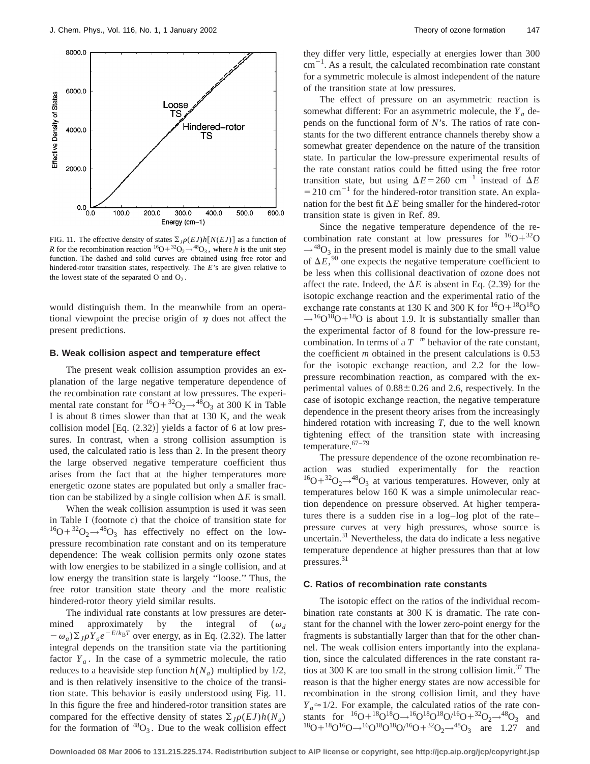FIG. 11. The effective density of states $\Sigma_J \rho(EJ) h[N(EJ)]$ as a function of $R$ for the recombination reaction ${}^{16}O + {}^{32}O_2 \rightarrow {}^{48}O_3$, where $h$ is the unit step function. The dashed and solid curves are obtained using free rotor and hindered-rotor transition states, respectively. The $E$'s are given relative to the lowest state of the separated O and $O_2$.

would distinguish them. In the meanwhile from an operational viewpoint the precise origin of $\eta$ does not affect the present predictions.

### B. Weak collision aspect and temperature effect

The present weak collision assumption provides an explanation of the large negative temperature dependence of the recombination rate constant at low pressures. The experimental rate constant for ${}^{16}O + {}^{32}O_2 \rightarrow {}^{48}O_3$ at 300 K in Table I is about 8 times slower than that at 130 K, and the weak collision model [Eq. (2.32)] yields a factor of 6 at low pressures. In contrast, when a strong collision assumption is used, the calculated ratio is less than 2. In the present theory the large observed negative temperature coefficient thus arises from the fact that at the higher temperatures more energetic ozone states are populated but only a smaller fraction can be stabilized by a single collision when $\Delta E$ is small.

When the weak collision assumption is used it was seen in Table I (footnote c) that the choice of transition state for ${}^{16}O + {}^{32}O_2 \rightarrow {}^{48}O_3$ has effectively no effect on the low-pressure recombination rate constant and on its temperature dependence: The weak collision permits only ozone states with low energies to be stabilized in a single collision, and at low energy the transition state is largely "loose." Thus, the free rotor transition state theory and the more realistic hindered-rotor theory yield similar results.

The individual rate constants at low pressures are determined approximately by the integral of $(\omega_d - \omega_a) \Sigma_J \rho Y_a e^{-E/k_B T}$ over energy, as in Eq. (2.32). The latter integral depends on the transition state via the partitioning factor $Y_a$. In the case of a symmetric molecule, the ratio reduces to a heaviside step function $h(N_a)$ multiplied by 1/2, and is then relatively insensitive to the choice of the transition state. This behavior is easily understood using Fig. 11. In this figure the free and hindered-rotor transition states are compared for the effective density of states $\Sigma_J \rho(EJ) h(N_a)$ for the formation of ${}^{48}O_3$. Due to the weak collision effect they differ very little, especially at energies lower than 300 $cm^{-1}$. As a result, the calculated recombination rate constant for a symmetric molecule is almost independent of the nature of the transition state at low pressures.

The effect of pressure on an asymmetric reaction is somewhat different: For an asymmetric molecule, the $Y_a$ depends on the functional form of $N$'s. The ratios of rate constants for the two different entrance channels thereby show a somewhat greater dependence on the nature of the transition state. In particular the low-pressure experimental results of the rate constant ratios could be fitted using the free rotor transition state, but using $\Delta E = 260$ $cm^{-1}$ instead of $\Delta E = 210$ $cm^{-1}$ for the hindered-rotor transition state. An explanation for the best fit $\Delta E$ being smaller for the hindered-rotor transition state is given in Ref. 89.

Since the negative temperature dependence of the recombination rate constant at low pressures for ${}^{16}O + {}^{32}O \rightarrow {}^{48}O_3$ in the present model is mainly due to the small value of $\Delta E$,[90] one expects the negative temperature coefficient to be less when this collisional deactivation of ozone does not affect the rate. Indeed, the $\Delta E$ is absent in Eq. (2.39) for the isotopic exchange reaction and the experimental ratio of the exchange rate constants at 130 K and 300 K for ${}^{16}O + {}^{18}O{}^{18}O \rightarrow {}^{16}O{}^{18}O + {}^{18}O$ is about 1.9. It is substantially smaller than the experimental factor of 8 found for the low-pressure recombination. In terms of a $T^{-m}$ behavior of the rate constant, the coefficient $m$ obtained in the present calculations is 0.53 for the isotopic exchange reaction, and 2.2 for the low-pressure recombination reaction, as compared with the experimental values of $0.88 \pm 0.26$ and 2.6, respectively. In the case of isotopic exchange reaction, the negative temperature dependence in the present theory arises from the increasingly hindered rotation with increasing $T$, due to the well known tightening effect of the transition state with increasing temperature.[67–79]

The pressure dependence of the ozone recombination reaction was studied experimentally for the reaction ${}^{16}O + {}^{32}O_2 \rightarrow {}^{48}O_3$ at various temperatures. However, only at temperatures below 160 K was a simple unimolecular reaction dependence on pressure observed. At higher temperatures there is a sudden rise in a log–log plot of the rate–pressure curves at very high pressures, whose source is uncertain.[31] Nevertheless, the data do indicate a less negative temperature dependence at higher pressures than that at low pressures.[31]

### C. Ratios of recombination rate constants

The isotopic effect on the ratios of the individual recombination rate constants at 300 K is dramatic. The rate constant for the channel with the lower zero-point energy for the fragments is substantially larger than that for the other channel. The weak collision enters importantly into the explanation, since the calculated differences in the rate constant ratios at 300 K are too small in the strong collision limit.[37] The reason is that the higher energy states are now accessible for recombination in the strong collision limit, and they have $Y_a \approx 1/2$. For example, the calculated ratios of the rate constants for ${}^{16}O + {}^{18}O{}^{18}O \rightarrow {}^{16}O{}^{18}O{}^{18}O / {}^{16}O + {}^{32}O_2 \rightarrow {}^{48}O_3$ and ${}^{18}O + {}^{18}O{}^{16}O \rightarrow {}^{16}O{}^{18}O{}^{18}O / {}^{16}O + {}^{32}O_2 \rightarrow {}^{48}O_3$ are 1.27 and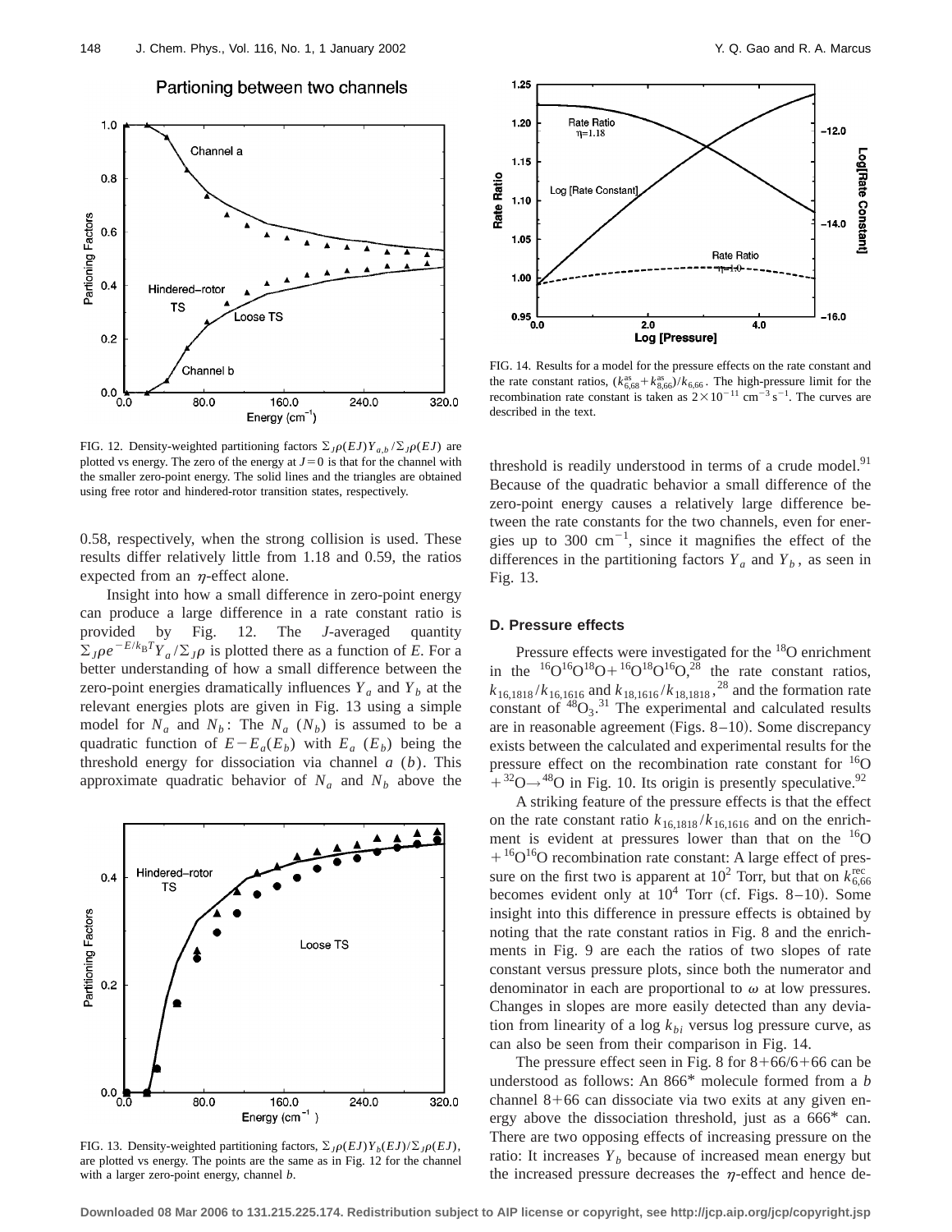FIG. 12. Density-weighted partitioning factors $\Sigma_J \rho(EJ) Y_{a,b} / \Sigma_J \rho(EJ)$ are plotted vs energy. The zero of the energy at $J=0$ is that for the channel with the smaller zero-point energy. The solid lines and the triangles are obtained using free rotor and hindered-rotor transition states, respectively.

0.58, respectively, when the strong collision is used. These results differ relatively little from 1.18 and 0.59, the ratios expected from an $\eta$-effect alone.

Insight into how a small difference in zero-point energy can produce a large difference in a rate constant ratio is provided by Fig. 12. The $J$-averaged quantity $\Sigma_J \rho e^{-E/k_B T} Y_a / \Sigma_J \rho$ is plotted there as a function of $E$. For a better understanding of how a small difference between the zero-point energies dramatically influences $Y_a$ and $Y_b$ at the relevant energies plots are given in Fig. 13 using a simple model for $N_a$ and $N_b$: The $N_a$ ($N_b$) is assumed to be a quadratic function of $E-E_a(E_b)$ with $E_a$ ($E_b$) being the threshold energy for dissociation via channel $a$ ($b$). This approximate quadratic behavior of $N_a$ and $N_b$ above the threshold is readily understood in terms of a crude model.[91] Because of the quadratic behavior a small difference of the zero-point energy causes a relatively large difference between the rate constants for the two channels, even for energies up to 300 $cm^{-1}$, since it magnifies the effect of the differences in the partitioning factors $Y_a$ and $Y_b$, as seen in Fig. 13.

FIG. 13. Density-weighted partitioning factors, $\Sigma_J \rho(EJ) Y_b(EJ) / \Sigma_J \rho(EJ)$, are plotted vs energy. The points are the same as in Fig. 12 for the channel with a larger zero-point energy, channel $b$.

FIG. 14. Results for a model for the pressure effects on the rate constant and the rate constant ratios, $(k_{6,68}^{as} + k_{8,66}^{as})/k_{6,66}$. The high-pressure limit for the recombination rate constant is taken as $2 \times 10^{-11}$ $cm^{-3}$ $s^{-1}$. The curves are described in the text.

### D. Pressure effects

Pressure effects were investigated for the $^{18}O$ enrichment in the $^{16}O^{16}O^{18}O + ^{16}O^{18}O^{16}O$,[28] the rate constant ratios, $k_{16,1818}/k_{16,1616}$ and $k_{18,1616}/k_{18,1818}$,[28] and the formation rate constant of $^{48}O_3$.[31] The experimental and calculated results are in reasonable agreement (Figs. 8–10). Some discrepancy exists between the calculated and experimental results for the pressure effect on the recombination rate constant for $^{16}O + ^{32}O \rightarrow ^{48}O$ in Fig. 10. Its origin is presently speculative.[92]

A striking feature of the pressure effects is that the effect on the rate constant ratio $k_{16,1818}/k_{16,1616}$ and on the enrichment is evident at pressures lower than that on the $^{16}O + ^{16}O^{16}O$ recombination rate constant: A large effect of pressure on the first two is apparent at $10^2$ Torr, but that on $k_{6,66}^{rec}$ becomes evident only at $10^4$ Torr (cf. Figs. 8–10). Some insight into this difference in pressure effects is obtained by noting that the rate constant ratios in Fig. 8 and the enrichments in Fig. 9 are each the ratios of two slopes of rate constant versus pressure plots, since both the numerator and denominator in each are proportional to $\omega$ at low pressures. Changes in slopes are more easily detected than any deviation from linearity of a log $k_{bi}$ versus log pressure curve, as can also be seen from their comparison in Fig. 14.

The pressure effect seen in Fig. 8 for 8+66/6+66 can be understood as follows: An 866* molecule formed from a $b$ channel 8+66 can dissociate via two exits at any given energy above the dissociation threshold, just as a 666* can. There are two opposing effects of increasing pressure on the ratio: It increases $Y_b$ because of increased mean energy but the increased pressure decreases the $\eta$-effect and hence de-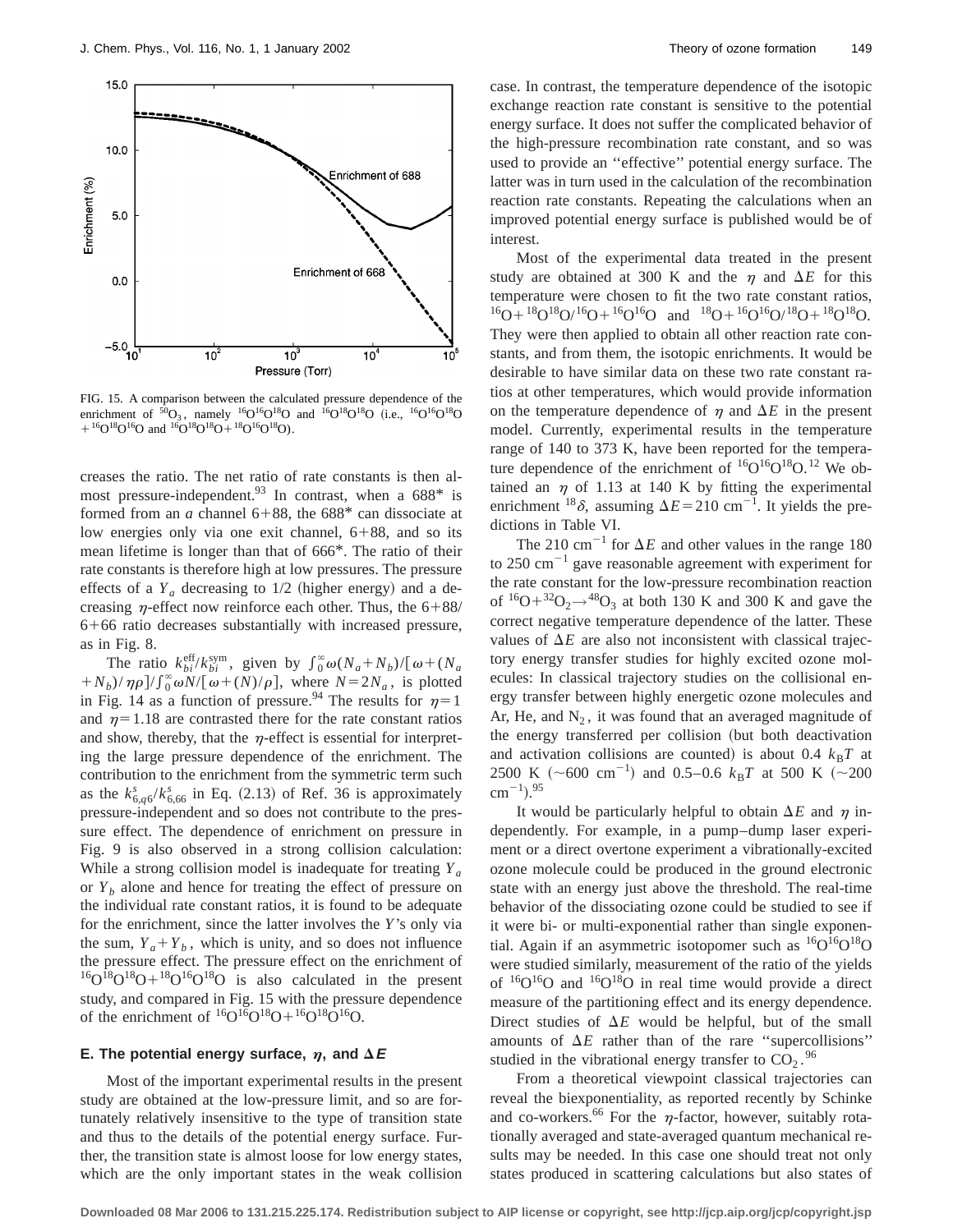FIG. 15. A comparison between the calculated pressure dependence of the enrichment of $^{50}O_3$, namely $^{16}O^{16}O^{18}O$ and $^{16}O^{18}O^{18}O$ (i.e., $^{16}O^{16}O^{18}O + ^{16}O^{18}O^{16}O$ and $^{16}O^{18}O^{18}O + ^{18}O^{16}O^{18}O$).

creases the ratio. The net ratio of rate constants is then almost pressure-independent.[93] In contrast, when a 688* is formed from an *a* channel 6+88, the 688* can dissociate at low energies only via one exit channel, 6+88, and so its mean lifetime is longer than that of 666*. The ratio of their rate constants is therefore high at low pressures. The pressure effects of a $Y_a$ decreasing to 1/2 (higher energy) and a decreasing $\eta$-effect now reinforce each other. Thus, the 6+88/6+66 ratio decreases substantially with increased pressure, as in Fig. 8.

The ratio $k_{bi}^{\text{eff}}/k_{bi}^{\text{sym}}$, given by $\int_0^\infty \omega(N_a+N_b)/[\omega+(N_a+N_b)/\eta\rho]/\int_0^\infty \omega N/[\omega+(N)/\rho]$, where $N=2N_a$, is plotted in Fig. 14 as a function of pressure.[94] The results for $\eta=1$ and $\eta=1.18$ are contrasted there for the rate constant ratios and show, thereby, that the $\eta$-effect is essential for interpreting the large pressure dependence of the enrichment. The contribution to the enrichment from the symmetric term such as the $k_{6,q6}^s/k_{6,66}^s$ in Eq. (2.13) of Ref. 36 is approximately pressure-independent and so does not contribute to the pressure effect. The dependence of enrichment on pressure in Fig. 9 is also observed in a strong collision calculation: While a strong collision model is inadequate for treating $Y_a$ or $Y_b$ alone and hence for treating the effect of pressure on the individual rate constant ratios, it is found to be adequate for the enrichment, since the latter involves the *Y*'s only via the sum, $Y_a+Y_b$, which is unity, and so does not influence the pressure effect. The pressure effect on the enrichment of $^{16}O^{18}O^{18}O + ^{18}O^{16}O^{18}O$ is also calculated in the present study, and compared in Fig. 15 with the pressure dependence of the enrichment of $^{16}O^{16}O^{18}O + ^{16}O^{18}O^{16}O$.

### E. The potential energy surface, $\eta$, and $\Delta E$

Most of the important experimental results in the present study are obtained at the low-pressure limit, and so are fortunately relatively insensitive to the type of transition state and thus to the details of the potential energy surface. Further, the transition state is almost loose for low energy states, which are the only important states in the weak collision case. In contrast, the temperature dependence of the isotopic exchange reaction rate constant is sensitive to the potential energy surface. It does not suffer the complicated behavior of the high-pressure recombination rate constant, and so was used to provide an "effective" potential energy surface. The latter was in turn used in the calculation of the recombination reaction rate constants. Repeating the calculations when an improved potential energy surface is published would be of interest.

Most of the experimental data treated in the present study are obtained at 300 K and the $\eta$ and $\Delta E$ for this temperature were chosen to fit the two rate constant ratios, $^{16}O + ^{18}O^{18}O/^{16}O + ^{16}O^{16}O$ and $^{18}O + ^{16}O^{16}O/^{18}O + ^{18}O^{18}O$. They were then applied to obtain all other reaction rate constants, and from them, the isotopic enrichments. It would be desirable to have similar data on these two rate constant ratios at other temperatures, which would provide information on the temperature dependence of $\eta$ and $\Delta E$ in the present model. Currently, experimental results in the temperature range of 140 to 373 K, have been reported for the temperature dependence of the enrichment of $^{16}O^{16}O^{18}O$.[12] We obtained an $\eta$ of 1.13 at 140 K by fitting the experimental enrichment $^{18}\delta$, assuming $\Delta E=210\ \text{cm}^{-1}$. It yields the predictions in Table VI.

The 210 $\text{cm}^{-1}$ for $\Delta E$ and other values in the range 180 to 250 $\text{cm}^{-1}$ gave reasonable agreement with experiment for the rate constant for the low-pressure recombination reaction of $^{16}O + ^{32}O_2 \rightarrow ^{48}O_3$ at both 130 K and 300 K and gave the correct negative temperature dependence of the latter. These values of $\Delta E$ are also not inconsistent with classical trajectory energy transfer studies for highly excited ozone molecules: In classical trajectory studies on the collisional energy transfer between highly energetic ozone molecules and Ar, He, and $N_2$, it was found that an averaged magnitude of the energy transferred per collision (but both deactivation and activation collisions are counted) is about 0.4 $k_BT$ at 2500 K ($\sim$600 $\text{cm}^{-1}$) and 0.5–0.6 $k_BT$ at 500 K ($\sim$200 $\text{cm}^{-1}$).[95]

It would be particularly helpful to obtain $\Delta E$ and $\eta$ independently. For example, in a pump–dump laser experiment or a direct overtone experiment a vibrationally-excited ozone molecule could be produced in the ground electronic state with an energy just above the threshold. The real-time behavior of the dissociating ozone could be studied to see if it were bi- or multi-exponential rather than single exponential. Again if an asymmetric isotopomer such as $^{16}O^{16}O^{18}O$ were studied similarly, measurement of the ratio of the yields of $^{16}O^{16}O$ and $^{16}O^{18}O$ in real time would provide a direct measure of the partitioning effect and its energy dependence. Direct studies of $\Delta E$ would be helpful, but of the small amounts of $\Delta E$ rather than of the rare "supercollisions" studied in the vibrational energy transfer to $CO_2$.[96]

From a theoretical viewpoint classical trajectories can reveal the biexponentiality, as reported recently by Schinke and co-workers.[66] For the $\eta$-factor, however, suitably rotationally averaged and state-averaged quantum mechanical results may be needed. In this case one should treat not only states produced in scattering calculations but also states of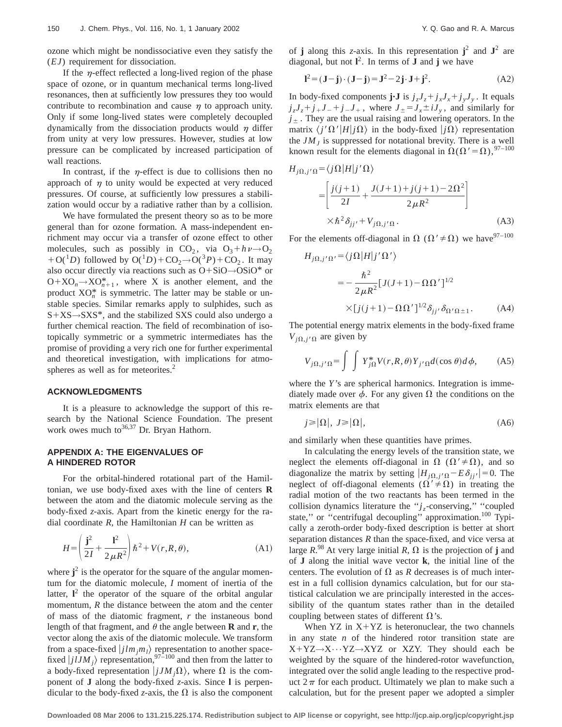ozone which might be nondissociative even they satisfy the ($EJ$) requirement for dissociation.

If the $\eta$-effect reflected a long-lived region of the phase space of ozone, or in quantum mechanical terms long-lived resonances, then at sufficiently low pressures they too would contribute to recombination and cause $\eta$ to approach unity. Only if some long-lived states were completely decoupled dynamically from the dissociation products would $\eta$ differ from unity at very low pressures. However, studies at low pressure can be complicated by increased participation of wall reactions.

In contrast, if the $\eta$-effect is due to collisions then no approach of $\eta$ to unity would be expected at very reduced pressures. Of course, at sufficiently low pressures a stabilization would occur by a radiative rather than by a collision.

We have formulated the present theory so as to be more general than for ozone formation. A mass-independent enrichment may occur via a transfer of ozone effect to other molecules, such as possibly in $CO_2$, via $O_3+h\nu\rightarrow O_2+O(^1D)$ followed by $O(^1D)+CO_2\rightarrow O(^3P)+CO_2$. It may also occur directly via reactions such as $O+SiO\rightarrow OSiO^*$ or $O+XO_n\rightarrow XO_{n+1}^*$, where X is another element, and the product $XO_n^*$ is symmetric. The latter may be stable or unstable species. Similar remarks apply to sulphides, such as $S+XS\rightarrow SXS^*$, and the stabilized SXS could also undergo a further chemical reaction. The field of recombination of isotopically symmetric or a symmetric intermediates has the promise of providing a very rich one for further experimental and theoretical investigation, with implications for atmospheres as well as for meteorites.[2]

## ACKNOWLEDGMENTS

It is a pleasure to acknowledge the support of this research by the National Science Foundation. The present work owes much to[36,37] Dr. Bryan Hathorn.

## APPENDIX A: THE EIGENVALUES OF A HINDERED ROTOR

For the orbital-hindered rotational part of the Hamiltonian, we use body-fixed axes with the line of centers **R** between the atom and the diatomic molecule serving as the body-fixed $z$-axis. Apart from the kinetic energy for the radial coordinate $R$, the Hamiltonian $H$ can be written as

$$H=\left(\frac{\mathbf{j}^2}{2I}+\frac{\mathbf{l}^2}{2\mu R^2}\right)\hbar^2+V(r,R,\theta), \tag{A1}$$

where $\mathbf{j}^2$ is the operator for the square of the angular momentum for the diatomic molecule, $I$ moment of inertia of the latter, $\mathbf{l}^2$ the operator of the square of the orbital angular momentum, $R$ the distance between the atom and the center of mass of the diatomic fragment, $r$ the instaneous bond length of that fragment, and $\theta$ the angle between **R** and **r**, the vector along the axis of the diatomic molecule. We transform from a space-fixed $|jlm_jm_l\rangle$ representation to another space-fixed $|jlJM_j\rangle$ representation,[97–100] and then from the latter to a body-fixed representation $|jJM_j\Omega\rangle$, where $\Omega$ is the component of **J** along the body-fixed $z$-axis. Since **l** is perpendicular to the body-fixed $z$-axis, the $\Omega$ is also the component of **j** along this $z$-axis. In this representation $\mathbf{j}^2$ and $\mathbf{J}^2$ are diagonal, but not $\mathbf{l}^2$. In terms of **J** and **j** we have

$$\mathbf{l}^2=(\mathbf{J}-\mathbf{j})\cdot(\mathbf{J}-\mathbf{j})=\mathbf{J}^2-2\mathbf{j}\cdot\mathbf{J}+\mathbf{j}^2. \tag{A2}$$

In body-fixed components $\mathbf{j}\cdot\mathbf{J}$ is $j_zJ_z+j_xJ_x+j_yJ_y$. It equals $j_zJ_z+j_+J_-+j_-J_+$, where $J_\pm=J_x\pm iJ_y$, and similarly for $j_\pm$. They are the usual raising and lowering operators. In the matrix $\langle j'\Omega'|H|j\Omega\rangle$ in the body-fixed $|j\Omega\rangle$ representation the $JM_J$ is suppressed for notational brevity. There is a well known result for the elements diagonal in $\Omega(\Omega'=\Omega)$,[97–100]

$$\begin{aligned}H_{j\Omega,j'\Omega}&=\langle j\Omega|H|j'\Omega\rangle\\&=\left[\frac{j(j+1)}{2I}+\frac{J(J+1)+j(j+1)-2\Omega^2}{2\mu R^2}\right]\\&\quad\times\hbar^2\delta_{jj'}+V_{j\Omega,j'\Omega}.\end{aligned} \tag{A3}$$

For the elements off-diagonal in $\Omega$ ($\Omega'\neq\Omega$) we have[97–100]

$$\begin{aligned}H_{j\Omega,j'\Omega'}&=\langle j\Omega|H|j'\Omega'\rangle\\&=-\frac{\hbar^2}{2\mu R^2}[J(J+1)-\Omega\Omega']^{1/2}\\&\quad\times[j(j+1)-\Omega\Omega']^{1/2}\delta_{jj'}\delta_{\Omega'\Omega\pm1}.\end{aligned} \tag{A4}$$

The potential energy matrix elements in the body-fixed frame $V_{j\Omega,j'\Omega}$ are given by

$$V_{j\Omega,j'\Omega}=\int\int Y_{j\Omega}^*V(r,R,\theta)Y_{j'\Omega}d(\cos\theta)d\phi, \tag{A5}$$

where the $Y$'s are spherical harmonics. Integration is immediately made over $\phi$. For any given $\Omega$ the conditions on the matrix elements are that

$$j\geqslant|\Omega|,\ J\geqslant|\Omega|, \tag{A6}$$

and similarly when these quantities have primes.

In calculating the energy levels of the transition state, we neglect the elements off-diagonal in $\Omega$ ($\Omega'\neq\Omega$), and so diagonalize the matrix by setting $|H_{j\Omega,j'\Omega}-E\delta_{jj'}|=0$. The neglect of off-diagonal elements ($\Omega'\neq\Omega$) in treating the radial motion of the two reactants has been termed in the collision dynamics literature the "$j_z$-conserving," "coupled state," or "centrifugal decoupling" approximation.[100] Typically a zeroth-order body-fixed description is better at short separation distances $R$ than the space-fixed, and vice versa at large $R$.[98] At very large initial $R$, $\Omega$ is the projection of **j** and of **J** along the initial wave vector **k**, the initial line of the centers. The evolution of $\Omega$ as $R$ decreases is of much interest in a full collision dynamics calculation, but for our statistical calculation we are principally interested in the accessibility of the quantum states rather than in the detailed coupling between states of different $\Omega$'s.

When YZ in X+YZ is heteronuclear, the two channels in any state $n$ of the hindered rotor transition state are $X+YZ\rightarrow X\cdots YZ\rightarrow XYZ$ or XZY. They should each be weighted by the square of the hindered-rotor wavefunction, integrated over the solid angle leading to the respective product $2\pi$ for each product. Ultimately we plan to make such a calculation, but for the present paper we adopted a simpler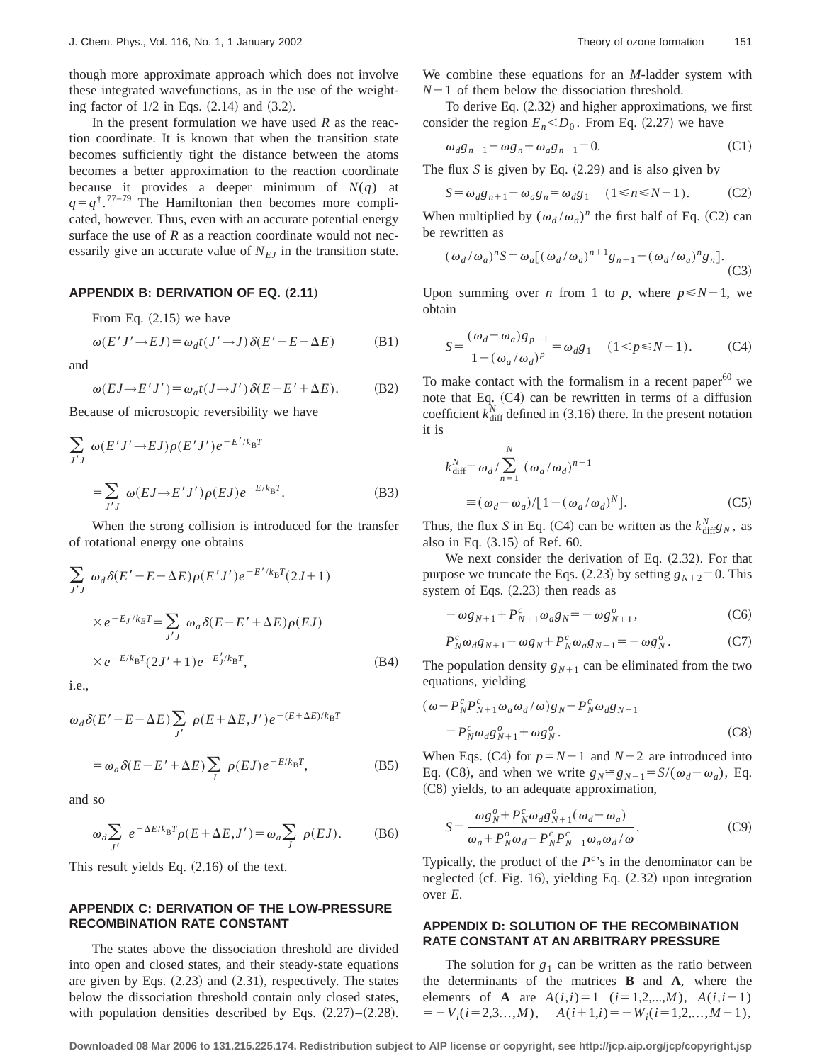though more approximate approach which does not involve these integrated wavefunctions, as in the use of the weighting factor of 1/2 in Eqs. (2.14) and (3.2).

In the present formulation we have used $R$ as the reaction coordinate. It is known that when the transition state becomes sufficiently tight the distance between the atoms becomes a better approximation to the reaction coordinate because it provides a deeper minimum of $N(q)$ at $q = q^{\dagger}$.[77–79] The Hamiltonian then becomes more complicated, however. Thus, even with an accurate potential energy surface the use of $R$ as a reaction coordinate would not necessarily give an accurate value of $N_{EJ}$ in the transition state.

## APPENDIX B: DERIVATION OF EQ. (2.11)

From Eq. (2.15) we have

$$\omega(E'J' \rightarrow EJ) = \omega_d t(J' \rightarrow J)\delta(E' - E - \Delta E) \tag{B1}$$

and

$$\omega(EJ \rightarrow E'J') = \omega_a t(J \rightarrow J')\delta(E - E' + \Delta E). \tag{B2}$$

Because of microscopic reversibility we have

$$\sum_{J'J} \omega(E'J' \rightarrow EJ)\rho(E'J')e^{-E'/k_BT} = \sum_{J'J} \omega(EJ \rightarrow E'J')\rho(EJ)e^{-E/k_BT}. \tag{B3}$$

When the strong collision is introduced for the transfer of rotational energy one obtains

$$\sum_{J'J} \omega_d \delta(E' - E - \Delta E)\rho(E'J')e^{-E'/k_BT}(2J+1) \times e^{-E_J/k_BT} = \sum_{J'J} \omega_a \delta(E - E' + \Delta E)\rho(EJ) \times e^{-E/k_BT}(2J'+1)e^{-E'_J/k_BT}, \tag{B4}$$

i.e.,

$$\omega_d \delta(E' - E - \Delta E)\sum_{J'} \rho(E + \Delta E, J')e^{-(E+\Delta E)/k_BT} = \omega_a \delta(E - E' + \Delta E)\sum_{J} \rho(EJ)e^{-E/k_BT}, \tag{B5}$$

and so

$$\omega_d \sum_{J'} e^{-\Delta E/k_BT}\rho(E + \Delta E, J') = \omega_a \sum_{J} \rho(EJ). \tag{B6}$$

This result yields Eq. (2.16) of the text.

## APPENDIX C: DERIVATION OF THE LOW-PRESSURE RECOMBINATION RATE CONSTANT

The states above the dissociation threshold are divided into open and closed states, and their steady-state equations are given by Eqs. (2.23) and (2.31), respectively. The states below the dissociation threshold contain only closed states, with population densities described by Eqs. (2.27)–(2.28). We combine these equations for an $M$-ladder system with $N-1$ of them below the dissociation threshold.

To derive Eq. (2.32) and higher approximations, we first consider the region $E_n < D_0$. From Eq. (2.27) we have

$$\omega_d g_{n+1} - \omega g_n + \omega_a g_{n-1} = 0. \tag{C1}$$

The flux $S$ is given by Eq. (2.29) and is also given by

$$S = \omega_d g_{n+1} - \omega_a g_n = \omega_d g_1 \quad (1 \leq n \leq N-1). \tag{C2}$$

When multiplied by $(\omega_d/\omega_a)^n$ the first half of Eq. (C2) can be rewritten as

$$(\omega_d/\omega_a)^n S = \omega_a[(\omega_d/\omega_a)^{n+1}g_{n+1} - (\omega_d/\omega_a)^n g_n]. \tag{C3}$$

Upon summing over $n$ from 1 to $p$, where $p \leq N-1$, we obtain

$$S = \frac{(\omega_d - \omega_a)g_{p+1}}{1 - (\omega_a/\omega_d)^p} = \omega_d g_1 \quad (1 < p \leq N-1). \tag{C4}$$

To make contact with the formalism in a recent paper[60] we note that Eq. (C4) can be rewritten in terms of a diffusion coefficient $k_{\text{diff}}^N$ defined in (3.16) there. In the present notation it is

$$k_{\text{diff}}^N = \omega_d / \sum_{n=1}^{N} (\omega_a/\omega_d)^{n-1} \equiv (\omega_d - \omega_a)/[1 - (\omega_a/\omega_d)^N]. \tag{C5}$$

Thus, the flux $S$ in Eq. (C4) can be written as the $k_{\text{diff}}^N g_N$, as also in Eq. (3.15) of Ref. 60.

We next consider the derivation of Eq. (2.32). For that purpose we truncate the Eqs. (2.23) by setting $g_{N+2} = 0$. This system of Eqs. (2.23) then reads as

$$-\omega g_{N+1} + P_{N+1}^c \omega_a g_N = -\omega g_{N+1}^o, \tag{C6}$$

$$P_N^c \omega_d g_{N+1} - \omega g_N + P_N^c \omega_a g_{N-1} = -\omega g_N^o. \tag{C7}$$

The population density $g_{N+1}$ can be eliminated from the two equations, yielding

$$(\omega - P_N^c P_{N+1}^c \omega_a \omega_d/\omega)g_N - P_N^c \omega_d g_{N-1} = P_N^c \omega_d g_{N+1}^o + \omega g_N^o. \tag{C8}$$

When Eqs. (C4) for $p = N-1$ and $N-2$ are introduced into Eq. (C8), and when we write $g_N \cong g_{N-1} = S/(\omega_d - \omega_a)$, Eq. (C8) yields, to an adequate approximation,

$$S = \frac{\omega g_N^o + P_N^c \omega_d g_{N+1}^o(\omega_d - \omega_a)}{\omega_a + P_N^o \omega_d - P_N^c P_{N-1}^c \omega_a \omega_d/\omega}. \tag{C9}$$

Typically, the product of the $P^c$'s in the denominator can be neglected (cf. Fig. 16), yielding Eq. (2.32) upon integration over $E$.

## APPENDIX D: SOLUTION OF THE RECOMBINATION RATE CONSTANT AT AN ARBITRARY PRESSURE

The solution for $g_1$ can be written as the ratio between the determinants of the matrices $\mathbf{B}$ and $\mathbf{A}$, where the elements of $\mathbf{A}$ are $A(i,i) = 1 \ (i = 1,2,...,M)$, $A(i,i-1) = -V_i (i = 2,3\ldots,M)$, $A(i+1,i) = -W_i (i = 1,2,\ldots,M-1)$,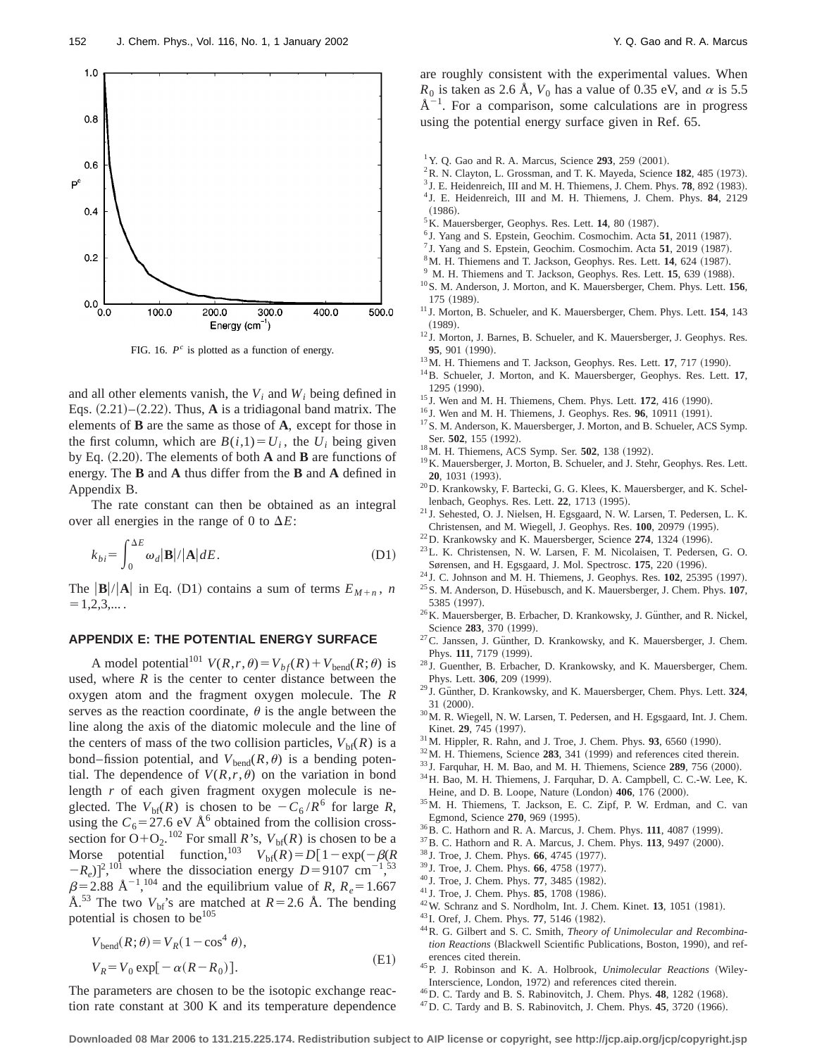FIG. 16. $P^c$ is plotted as a function of energy.

and all other elements vanish, the $V_i$ and $W_i$ being defined in Eqs. (2.21)–(2.22). Thus, **A** is a tridiagonal band matrix. The elements of **B** are the same as those of **A**, except for those in the first column, which are $B(i,1)=U_i$, the $U_i$ being given by Eq. (2.20). The elements of both **A** and **B** are functions of energy. The **B** and **A** thus differ from the **B** and **A** defined in Appendix B.

The rate constant can then be obtained as an integral over all energies in the range of 0 to $\Delta E$:

$$k_{bi}=\int_0^{\Delta E}\omega_d|\mathbf{B}|/|\mathbf{A}|dE. \tag{D1}$$

The $|\mathbf{B}|/|\mathbf{A}|$ in Eq. (D1) contains a sum of terms $E_{M+n}$, $n=1,2,3,\ldots$.

## APPENDIX E: THE POTENTIAL ENERGY SURFACE

A model potential[101] $V(R,r,\theta)=V_{bf}(R)+V_{\text{bend}}(R;\theta)$ is used, where $R$ is the center to center distance between the oxygen atom and the fragment oxygen molecule. The $R$ serves as the reaction coordinate, $\theta$ is the angle between the line along the axis of the diatomic molecule and the line of the centers of mass of the two collision particles, $V_{\text{bf}}(R)$ is a bond–fission potential, and $V_{\text{bend}}(R,\theta)$ is a bending potential. The dependence of $V(R,r,\theta)$ on the variation in bond length $r$ of each given fragment oxygen molecule is neglected. The $V_{\text{bf}}(R)$ is chosen to be $-C_6/R^6$ for large $R$, using the $C_6=27.6$ eV Å$^6$ obtained from the collision cross-section for $O+O_2$.[102] For small $R$'s, $V_{\text{bf}}(R)$ is chosen to be a Morse potential function,[103] $V_{\text{bf}}(R)=D[1-\exp(-\beta(R-R_e)]^2$,[101] where the dissociation energy $D=9107$ cm$^{-1}$,[53] $\beta=2.88$ Å$^{-1}$,[104] and the equilibrium value of $R$, $R_e=1.667$ Å.[53] The two $V_{\text{bf}}$'s are matched at $R=2.6$ Å. The bending potential is chosen to be[105]

$$V_{\text{bend}}(R;\theta)=V_R(1-\cos^4\theta),$$
$$V_R=V_0\exp[-\alpha(R-R_0)]. \tag{E1}$$

The parameters are chosen to be the isotopic exchange reaction rate constant at 300 K and its temperature dependence are roughly consistent with the experimental values. When $R_0$ is taken as 2.6 Å, $V_0$ has a value of 0.35 eV, and $\alpha$ is 5.5 Å$^{-1}$. For a comparison, some calculations are in progress using the potential energy surface given in Ref. 65.

[1] Y. Q. Gao and R. A. Marcus, Science **293**, 259 (2001).
[2] R. N. Clayton, L. Grossman, and T. K. Mayeda, Science **182**, 485 (1973).
[3] J. E. Heidenreich, III and M. H. Thiemens, J. Chem. Phys. **78**, 892 (1983).
[4] J. E. Heidenreich, III and M. H. Thiemens, J. Chem. Phys. **84**, 2129 (1986).
[5] K. Mauersberger, Geophys. Res. Lett. **14**, 80 (1987).
[6] J. Yang and S. Epstein, Geochim. Cosmochim. Acta **51**, 2011 (1987).
[7] J. Yang and S. Epstein, Geochim. Cosmochim. Acta **51**, 2019 (1987).
[8] M. H. Thiemens and T. Jackson, Geophys. Res. Lett. **14**, 624 (1987).
[9] M. H. Thiemens and T. Jackson, Geophys. Res. Lett. **15**, 639 (1988).
[10] S. M. Anderson, J. Morton, and K. Mauersberger, Chem. Phys. Lett. **156**, 175 (1989).
[11] J. Morton, B. Schueler, and K. Mauersberger, Chem. Phys. Lett. **154**, 143 (1989).
[12] J. Morton, J. Barnes, B. Schueler, and K. Mauersberger, J. Geophys. Res. **95**, 901 (1990).
[13] M. H. Thiemens and T. Jackson, Geophys. Res. Lett. **17**, 717 (1990).
[14] B. Schueler, J. Morton, and K. Mauersberger, Geophys. Res. Lett. **17**, 1295 (1990).
[15] J. Wen and M. H. Thiemens, Chem. Phys. Lett. **172**, 416 (1990).
[16] J. Wen and M. H. Thiemens, J. Geophys. Res. **96**, 10911 (1991).
[17] S. M. Anderson, K. Mauersberger, J. Morton, and B. Schueler, ACS Symp. Ser. **502**, 155 (1992).
[18] M. H. Thiemens, ACS Symp. Ser. **502**, 138 (1992).
[19] K. Mauersberger, J. Morton, B. Schueler, and J. Stehr, Geophys. Res. Lett. **20**, 1031 (1993).
[20] D. Krankowsky, F. Bartecki, G. G. Klees, K. Mauersberger, and K. Schellenbach, Geophys. Res. Lett. **22**, 1713 (1995).
[21] J. Sehested, O. J. Nielsen, H. Egsgaard, N. W. Larsen, T. Pedersen, L. K. Christensen, and M. Wiegell, J. Geophys. Res. **100**, 20979 (1995).
[22] D. Krankowsky and K. Mauersberger, Science **274**, 1324 (1996).
[23] L. K. Christensen, N. W. Larsen, F. M. Nicolaisen, T. Pedersen, G. O. Sørensen, and H. Egsgaard, J. Mol. Spectrosc. **175**, 220 (1996).
[24] J. C. Johnson and M. H. Thiemens, J. Geophys. Res. **102**, 25395 (1997).
[25] S. M. Anderson, D. Hüsebusch, and K. Mauersberger, J. Chem. Phys. **107**, 5385 (1997).
[26] K. Mauersberger, B. Erbacher, D. Krankowsky, J. Günther, and R. Nickel, Science **283**, 370 (1999).
[27] C. Janssen, J. Günther, D. Krankowsky, and K. Mauersberger, J. Chem. Phys. **111**, 7179 (1999).
[28] J. Guenther, B. Erbacher, D. Krankowsky, and K. Mauersberger, Chem. Phys. Lett. **306**, 209 (1999).
[29] J. Günther, D. Krankowsky, and K. Mauersberger, Chem. Phys. Lett. **324**, 31 (2000).
[30] M. R. Wiegell, N. W. Larsen, T. Pedersen, and H. Egsgaard, Int. J. Chem. Kinet. **29**, 745 (1997).
[31] M. Hippler, R. Rahn, and J. Troe, J. Chem. Phys. **93**, 6560 (1990).
[32] M. H. Thiemens, Science **283**, 341 (1999) and references cited therein.
[33] J. Farquhar, H. M. Bao, and M. H. Thiemens, Science **289**, 756 (2000).
[34] H. Bao, M. H. Thiemens, J. Farquhar, D. A. Campbell, C. C.-W. Lee, K. Heine, and D. B. Loope, Nature (London) **406**, 176 (2000).
[35] M. H. Thiemens, T. Jackson, E. C. Zipf, P. W. Erdman, and C. van Egmond, Science **270**, 969 (1995).
[36] B. C. Hathorn and R. A. Marcus, J. Chem. Phys. **111**, 4087 (1999).
[37] B. C. Hathorn and R. A. Marcus, J. Chem. Phys. **113**, 9497 (2000).
[38] J. Troe, J. Chem. Phys. **66**, 4745 (1977).
[39] J. Troe, J. Chem. Phys. **66**, 4758 (1977).
[40] J. Troe, J. Chem. Phys. **77**, 3485 (1982).
[41] J. Troe, J. Chem. Phys. **85**, 1708 (1986).
[42] W. Schranz and S. Nordholm, Int. J. Chem. Kinet. **13**, 1051 (1981).
[43] I. Oref, J. Chem. Phys. **77**, 5146 (1982).
[44] R. G. Gilbert and S. C. Smith, *Theory of Unimolecular and Recombination Reactions* (Blackwell Scientific Publications, Boston, 1990), and references cited therein.
[45] P. J. Robinson and K. A. Holbrook, *Unimolecular Reactions* (Wiley-Interscience, London, 1972) and references cited therein.
[46] D. C. Tardy and B. S. Rabinovitch, J. Chem. Phys. **48**, 1282 (1968).
[47] D. C. Tardy and B. S. Rabinovitch, J. Chem. Phys. **45**, 3720 (1966).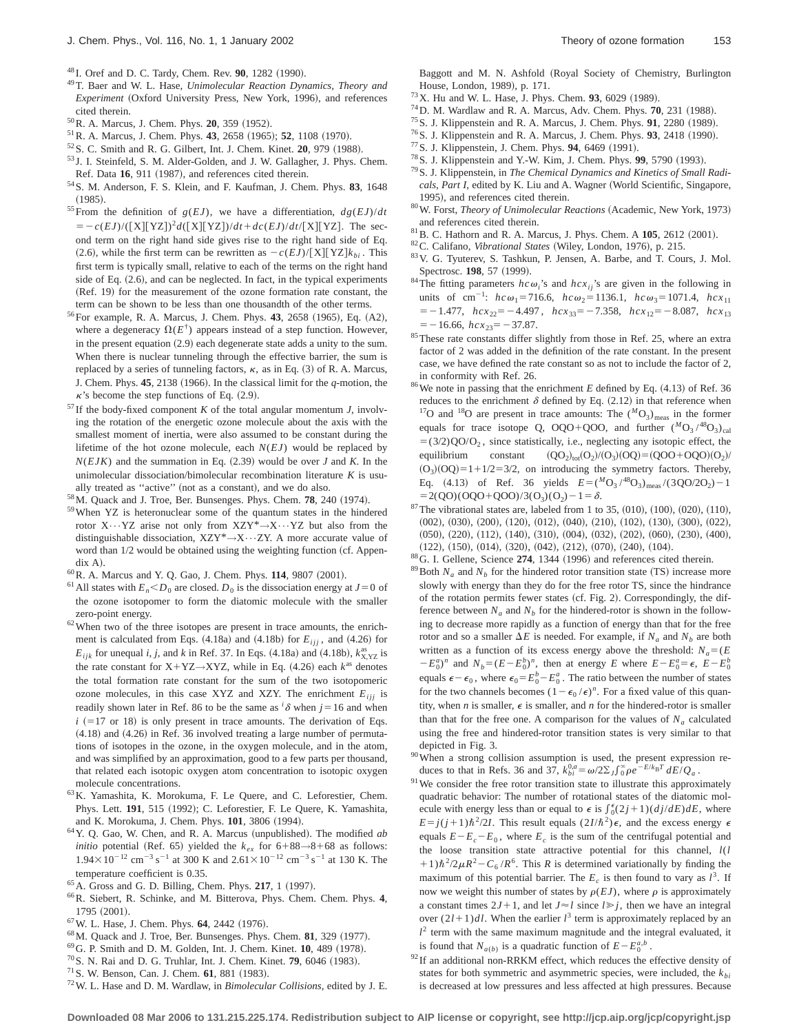[48] I. Oref and D. C. Tardy, Chem. Rev. **90**, 1282 (1990).

[49] T. Baer and W. L. Hase, *Unimolecular Reaction Dynamics, Theory and Experiment* (Oxford University Press, New York, 1996), and references cited therein.

[50] R. A. Marcus, J. Chem. Phys. **20**, 359 (1952).

[51] R. A. Marcus, J. Chem. Phys. **43**, 2658 (1965); **52**, 1108 (1970).

[52] S. C. Smith and R. G. Gilbert, Int. J. Chem. Kinet. **20**, 979 (1988).

[53] J. I. Steinfeld, S. M. Alder-Golden, and J. W. Gallagher, J. Phys. Chem. Ref. Data **16**, 911 (1987), and references cited therein.

[54] S. M. Anderson, F. S. Klein, and F. Kaufman, J. Chem. Phys. **83**, 1648 (1985).

[55] From the definition of $g(EJ)$, we have a differentiation, $dg(EJ)/dt = -c(EJ)/([X][YZ])^2 d([X][YZ])/dt + dc(EJ)/dt/[X][YZ]$. The second term on the right hand side gives rise to the right hand side of Eq. (2.6), while the first term can be rewritten as $-c(EJ)/[X][YZ]k_{bi}$. This first term is typically small, relative to each of the terms on the right hand side of Eq. (2.6), and can be neglected. In fact, in the typical experiments (Ref. 19) for the measurement of the ozone formation rate constant, the term can be shown to be less than one thousandth of the other terms.

[56] For example, R. A. Marcus, J. Chem. Phys. **43**, 2658 (1965), Eq. (A2), where a degeneracy $\Omega(E^\dagger)$ appears instead of a step function. However, in the present equation (2.9) each degenerate state adds a unity to the sum. When there is nuclear tunneling through the effective barrier, the sum is replaced by a series of tunneling factors, $\kappa$, as in Eq. (3) of R. A. Marcus, J. Chem. Phys. **45**, 2138 (1966). In the classical limit for the $q$-motion, the $\kappa$'s become the step functions of Eq. (2.9).

[57] If the body-fixed component $K$ of the total angular momentum $J$, involving the rotation of the energetic ozone molecule about the axis with the smallest moment of inertia, were also assumed to be constant during the lifetime of the hot ozone molecule, each $N(EJ)$ would be replaced by $N(EJK)$ and the summation in Eq. (2.39) would be over $J$ and $K$. In the unimolecular dissociation/bimolecular recombination literature $K$ is usually treated as "active" (not as a constant), and we do also.

[58] M. Quack and J. Troe, Ber. Bunsenges. Phys. Chem. **78**, 240 (1974).

[59] When YZ is heteronuclear some of the quantum states in the hindered rotor X⋯YZ arise not only from XZY*→X⋯YZ but also from the distinguishable dissociation, XZY*→X⋯ZY. A more accurate value of word than 1/2 would be obtained using the weighting function (cf. Appendix A).

[60] R. A. Marcus and Y. Q. Gao, J. Chem. Phys. **114**, 9807 (2001).

[61] All states with $E_n < D_0$ are closed. $D_0$ is the dissociation energy at $J=0$ of the ozone isotopomer to form the diatomic molecule with the smaller zero-point energy.

[62] When two of the three isotopes are present in trace amounts, the enrichment is calculated from Eqs. (4.18a) and (4.18b) for $E_{ijj}$, and (4.26) for $E_{ijk}$ for unequal $i, j$, and $k$ in Ref. 37. In Eqs. (4.18a) and (4.18b), $k^{as}_{X,YZ}$ is the rate constant for X+YZ→XYZ, while in Eq. (4.26) each $k^{as}$ denotes the total formation rate constant for the sum of the two isotopomeric ozone molecules, in this case XYZ and XZY. The enrichment $E_{ijj}$ is readily shown later in Ref. 86 to be the same as ${}^i\delta$ when $j=16$ and when $i$ (=17 or 18) is only present in trace amounts. The derivation of Eqs. (4.18) and (4.26) in Ref. 36 involved treating a large number of permutations of isotopes in the ozone, in the oxygen molecule, and in the atom, and was simplified by an approximation, good to a few parts per thousand, that related each isotopic oxygen atom concentration to isotopic oxygen molecule concentrations.

[63] K. Yamashita, K. Morokuma, F. Le Quere, and C. Leforestier, Chem. Phys. Lett. **191**, 515 (1992); C. Leforestier, F. Le Quere, K. Yamashita, and K. Morokuma, J. Chem. Phys. **101**, 3806 (1994).

[64] Y. Q. Gao, W. Chen, and R. A. Marcus (unpublished). The modified *ab initio* potential (Ref. 65) yielded the $k_{ex}$ for 6+88→8+68 as follows: $1.94\times10^{-12}$ cm$^{-3}$ s$^{-1}$ at 300 K and $2.61\times10^{-12}$ cm$^{-3}$ s$^{-1}$ at 130 K. The temperature coefficient is 0.35.

[65] A. Gross and G. D. Billing, Chem. Phys. **217**, 1 (1997).

[66] R. Siebert, R. Schinke, and M. Bitterova, Phys. Chem. Chem. Phys. **4**, 1795 (2001).

[67] W. L. Hase, J. Chem. Phys. **64**, 2442 (1976).

[68] M. Quack and J. Troe, Ber. Bunsenges. Phys. Chem. **81**, 329 (1977).

[69] G. P. Smith and D. M. Golden, Int. J. Chem. Kinet. **10**, 489 (1978).

[70] S. N. Rai and D. G. Truhlar, Int. J. Chem. Kinet. **79**, 6046 (1983).

[71] S. W. Benson, Can. J. Chem. **61**, 881 (1983).

[72] W. L. Hase and D. M. Wardlaw, in *Bimolecular Collisions*, edited by J. E. Baggott and M. N. Ashfold (Royal Society of Chemistry, Burlington House, London, 1989), p. 171.

[73] X. Hu and W. L. Hase, J. Phys. Chem. **93**, 6029 (1989).

[74] D. M. Wardlaw and R. A. Marcus, Adv. Chem. Phys. **70**, 231 (1988).

[75] S. J. Klippenstein and R. A. Marcus, J. Chem. Phys. **91**, 2280 (1989).

[76] S. J. Klippenstein and R. A. Marcus, J. Chem. Phys. **93**, 2418 (1990).

[77] S. J. Klippenstein, J. Chem. Phys. **94**, 6469 (1991).

[78] S. J. Klippenstein and Y.-W. Kim, J. Chem. Phys. **99**, 5790 (1993).

[79] S. J. Klippenstein, in *The Chemical Dynamics and Kinetics of Small Radicals, Part I*, edited by K. Liu and A. Wagner (World Scientific, Singapore, 1995), and references cited therein.

[80] W. Forst, *Theory of Unimolecular Reactions* (Academic, New York, 1973) and references cited therein.

[81] B. C. Hathorn and R. A. Marcus, J. Phys. Chem. A **105**, 2612 (2001).

[82] C. Califano, *Vibrational States* (Wiley, London, 1976), p. 215.

[83] V. G. Tyuterev, S. Tashkun, P. Jensen, A. Barbe, and T. Cours, J. Mol. Spectrosc. **198**, 57 (1999).

[84] The fitting parameters $hc\omega_i$'s and $hcx_{ij}$'s are given in the following in units of cm$^{-1}$: $hc\omega_1=716.6$, $hc\omega_2=1136.1$, $hc\omega_3=1071.4$, $hcx_{11}=-1.477$, $hcx_{22}=-4.497$, $hcx_{33}=-7.358$, $hcx_{12}=-8.087$, $hcx_{13}=-16.66$, $hcx_{23}=-37.87$.

[85] These rate constants differ slightly from those in Ref. 25, where an extra factor of 2 was added in the definition of the rate constant. In the present case, we have defined the rate constant so as not to include the factor of 2, in conformity with Ref. 26.

[86] We note in passing that the enrichment $E$ defined by Eq. (4.13) of Ref. 36 reduces to the enrichment $\delta$ defined by Eq. (2.12) in that reference when $^{17}$O and $^{18}$O are present in trace amounts: The $(^MO_3)_{meas}$ in the former equals for trace isotope Q, OQO+QOO, and further $(^MO_3/^{48}O_3)_{cal}=(3/2)QO/O_2$, since statistically, i.e., neglecting any isotopic effect, the equilibrium constant $(QO_2)_{tot}(O_2)/(O_3)(OQ)=(QOO+OQO)(O_2)/(O_3)(OQ)=1+1/2=3/2$, on introducing the symmetry factors. Thereby, Eq. (4.13) of Ref. 36 yields $E=(^MO_3/^{48}O_3)_{meas}/(3QO/2O_2)-1=2(QO)(OQO+QOO)/3(O_3)(O_2)-1=\delta$.

[87] The vibrational states are, labeled from 1 to 35, (010), (100), (020), (110), (002), (030), (200), (120), (012), (040), (210), (102), (130), (300), (022), (050), (220), (112), (140), (310), (004), (032), (202), (060), (230), (400), (122), (150), (014), (320), (042), (212), (070), (240), (104).

[88] G. I. Gellene, Science **274**, 1344 (1996) and references cited therein.

[89] Both $N_a$ and $N_b$ for the hindered rotor transition state (TS) increase more slowly with energy than they do for the free rotor TS, since the hindrance of the rotation permits fewer states (cf. Fig. 2). Correspondingly, the difference between $N_a$ and $N_b$ for the hindered-rotor is shown in the following to decrease more rapidly as a function of energy than that for the free rotor and so a smaller $\Delta E$ is needed. For example, if $N_a$ and $N_b$ are both written as a function of its excess energy above the threshold: $N_a=(E-E_0^a)^n$ and $N_b=(E-E_0^b)^n$, then at energy $E$ where $E-E_0^a=\epsilon$, $E-E_0^b$ equals $\epsilon-\epsilon_0$, where $\epsilon_0=E_0^b-E_0^a$. The ratio between the number of states for the two channels becomes $(1-\epsilon_0/\epsilon)^n$. For a fixed value of this quantity, when $n$ is smaller, $\epsilon$ is smaller, and $n$ for the hindered-rotor is smaller than that for the free one. A comparison for the values of $N_a$ calculated using the free and hindered-rotor transition states is very similar to that depicted in Fig. 3.

[90] When a strong collision assumption is used, the present expression reduces to that in Refs. 36 and 37, $k_{bi}^{0,a}=\omega/2\Sigma_J\int_0^\infty \rho e^{-E/k_BT}\, dE/Q_a$.

[91] We consider the free rotor transition state to illustrate this approximately quadratic behavior: The number of rotational states of the diatomic molecule with energy less than or equal to $\epsilon$ is $\int_0^\epsilon(2j+1)(dj/dE)dE$, where $E=j(j+1)\hbar^2/2I$. This result equals $(2I/\hbar^2)\epsilon$, and the excess energy $\epsilon$ equals $E-E_c-E_0$, where $E_c$ is the sum of the centrifugal potential and the loose transition state attractive potential for this channel, $l(l+1)\hbar^2/2\mu R^2-C_6/R^6$. This $R$ is determined variationally by finding the maximum of this potential barrier. The $E_c$ is then found to vary as $l^3$. If now we weight this number of states by $\rho(EJ)$, where $\rho$ is approximately a constant times $2J+1$, and let $J\approx l$ since $l\gg j$, then we have an integral over $(2l+1)dl$. When the earlier $l^3$ term is approximately replaced by an $l^2$ term with the same maximum magnitude and the integral evaluated, it is found that $N_{a(b)}$ is a quadratic function of $E-E_0^{a,b}$.

[92] If an additional non-RRKM effect, which reduces the effective density of states for both symmetric and asymmetric species, were included, the $k_{bi}$ is decreased at low pressures and less affected at high pressures. Because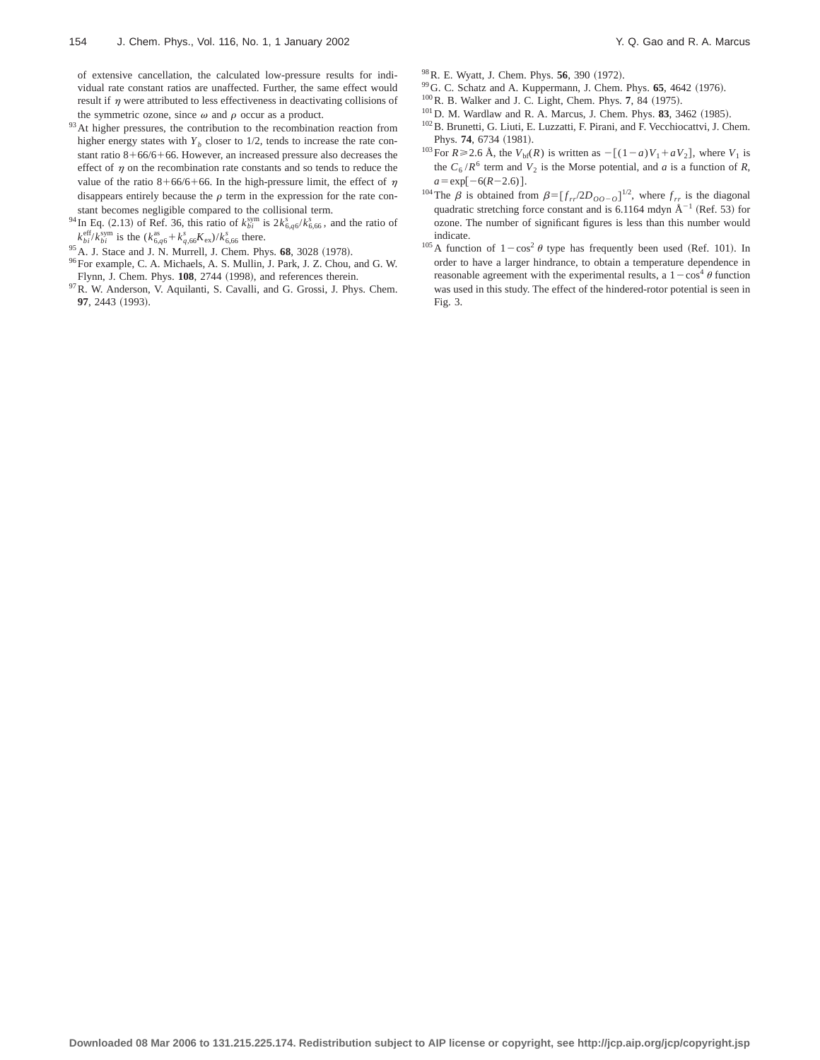of extensive cancellation, the calculated low-pressure results for individual rate constant ratios are unaffected. Further, the same effect would result if $\eta$ were attributed to less effectiveness in deactivating collisions of the symmetric ozone, since $\omega$ and $\rho$ occur as a product.

[93] At higher pressures, the contribution to the recombination reaction from higher energy states with $Y_b$ closer to 1/2, tends to increase the rate constant ratio 8+66/6+66. However, an increased pressure also decreases the effect of $\eta$ on the recombination rate constants and so tends to reduce the value of the ratio 8+66/6+66. In the high-pressure limit, the effect of $\eta$ disappears entirely because the $\rho$ term in the expression for the rate constant becomes negligible compared to the collisional term.

[94] In Eq. (2.13) of Ref. 36, this ratio of $k_{bi}^{\mathrm{sym}}$ is $2k_{6,q6}^{s}/k_{6,66}^{s}$, and the ratio of $k_{bi}^{\mathrm{eff}}/k_{bi}^{\mathrm{sym}}$ is the $(k_{6,q6}^{\mathrm{as}}+k_{q,66}^{s}K_{\mathrm{ex}})/k_{6,66}^{s}$ there.

[95] A. J. Stace and J. N. Murrell, J. Chem. Phys. **68**, 3028 (1978).

[96] For example, C. A. Michaels, A. S. Mullin, J. Park, J. Z. Chou, and G. W. Flynn, J. Chem. Phys. **108**, 2744 (1998), and references therein.

[97] R. W. Anderson, V. Aquilanti, S. Cavalli, and G. Grossi, J. Phys. Chem. **97**, 2443 (1993).

[98] R. E. Wyatt, J. Chem. Phys. **56**, 390 (1972).

[99] G. C. Schatz and A. Kuppermann, J. Chem. Phys. **65**, 4642 (1976).

[100] R. B. Walker and J. C. Light, Chem. Phys. **7**, 84 (1975).

[101] D. M. Wardlaw and R. A. Marcus, J. Chem. Phys. **83**, 3462 (1985).

[102] B. Brunetti, G. Liuti, E. Luzzatti, F. Pirani, and F. Vecchiocattvi, J. Chem. Phys. **74**, 6734 (1981).

[103] For $R \geq 2.6$ Å, the $V_{\mathrm{bf}}(R)$ is written as $-[(1-a)V_1+aV_2]$, where $V_1$ is the $C_6/R^6$ term and $V_2$ is the Morse potential, and $a$ is a function of $R$, $a=\exp[-6(R-2.6)]$.

[104] The $\beta$ is obtained from $\beta=[f_{rr}/2D_{OO-O}]^{1/2}$, where $f_{rr}$ is the diagonal quadratic stretching force constant and is 6.1164 mdyn Å$^{-1}$ (Ref. 53) for ozone. The number of significant figures is less than this number would indicate.

[105] A function of $1-\cos^2\theta$ type has frequently been used (Ref. 101). In order to have a larger hindrance, to obtain a temperature dependence in reasonable agreement with the experimental results, a $1-\cos^4\theta$ function was used in this study. The effect of the hindered-rotor potential is seen in Fig. 3.